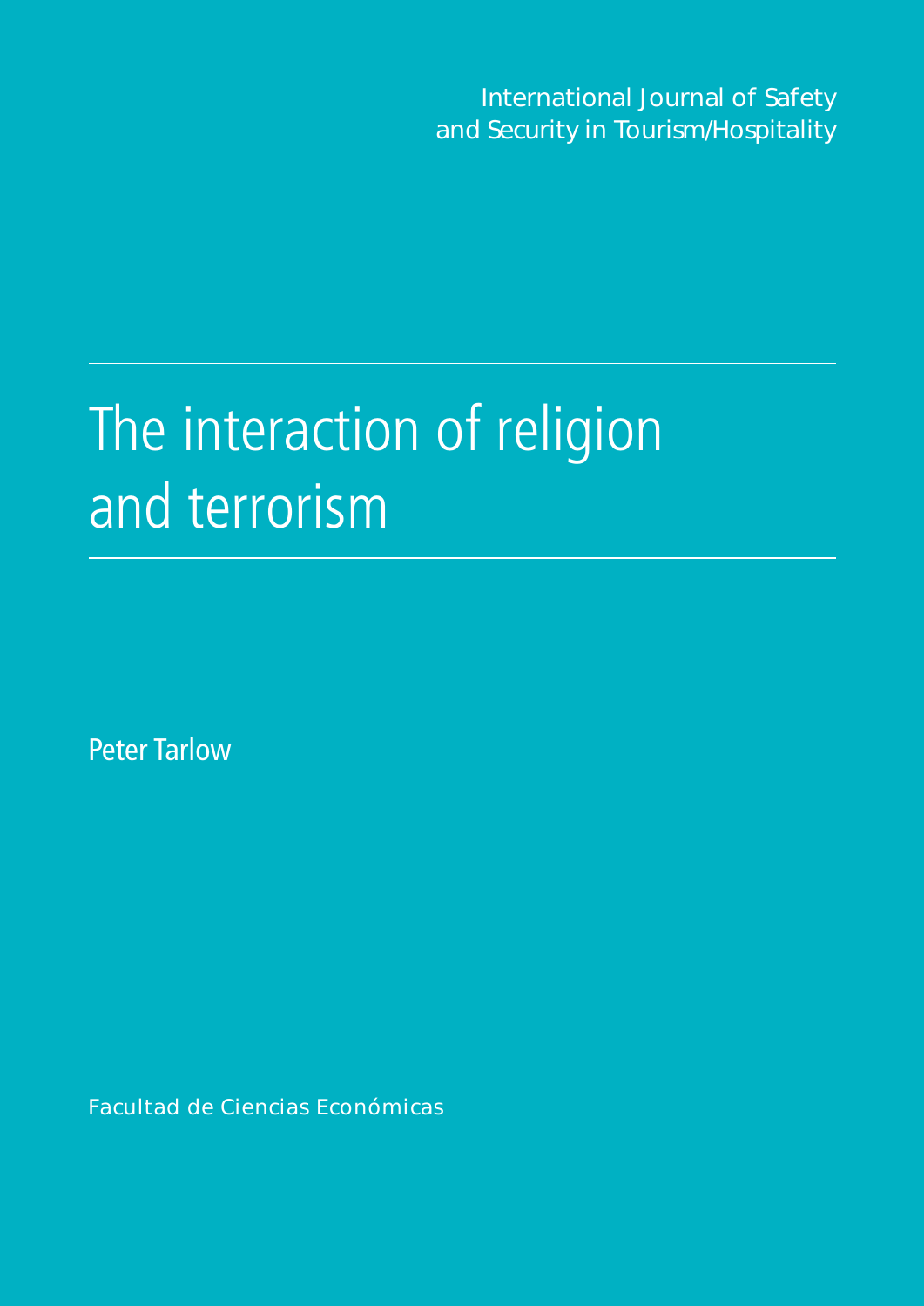International Journal of Safety and Security in Tourism/Hospitality

# The interaction of religion and terrorism

Peter Tarlow

Facultad de Ciencias Económicas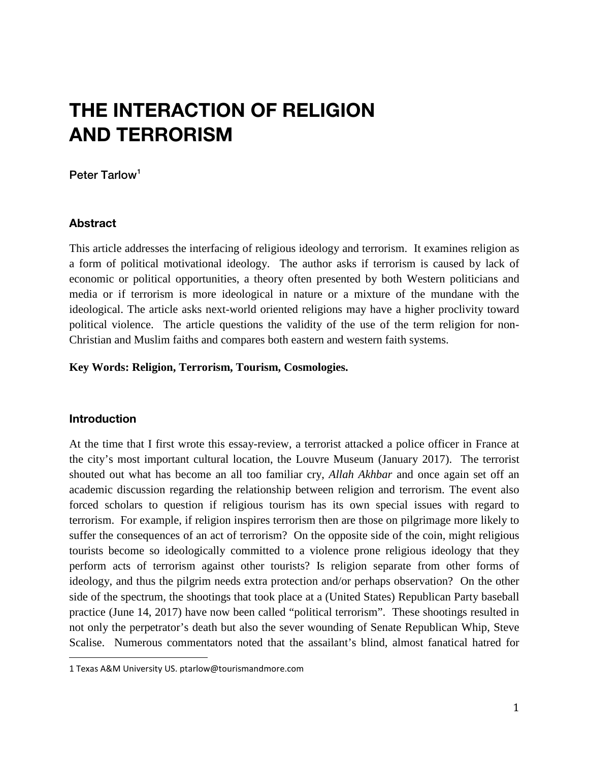# THE INTERACTION OF RELIGION AND TERRORISM

**Peter Tarlow**[1]

### Abstract

This article addresses the interfacing of religious ideology and terrorism. It examines religion as a form of political motivational ideology. The author asks if terrorism is caused by lack of economic or political opportunities, a theory often presented by both Western politicians and media or if terrorism is more ideological in nature or a mixture of the mundane with the ideological. The article asks next-world oriented religions may have a higher proclivity toward political violence. The article questions the validity of the use of the term religion for non-Christian and Muslim faiths and compares both eastern and western faith systems.

**Key Words: Religion, Terrorism, Tourism, Cosmologies.**

### Introduction

At the time that I first wrote this essay-review, a terrorist attacked a police officer in France at the city's most important cultural location, the Louvre Museum (January 2017). The terrorist shouted out what has become an all too familiar cry, *Allah Akhbar* and once again set off an academic discussion regarding the relationship between religion and terrorism. The event also forced scholars to question if religious tourism has its own special issues with regard to terrorism. For example, if religion inspires terrorism then are those on pilgrimage more likely to suffer the consequences of an act of terrorism? On the opposite side of the coin, might religious tourists become so ideologically committed to a violence prone religious ideology that they perform acts of terrorism against other tourists? Is religion separate from other forms of ideology, and thus the pilgrim needs extra protection and/or perhaps observation? On the other side of the spectrum, the shootings that took place at a (United States) Republican Party baseball practice (June 14, 2017) have now been called "political terrorism". These shootings resulted in not only the perpetrator's death but also the sever wounding of Senate Republican Whip, Steve Scalise. Numerous commentators noted that the assailant's blind, almost fanatical hatred for

---

1 Texas A&M University US. ptarlow@tourismandmore.com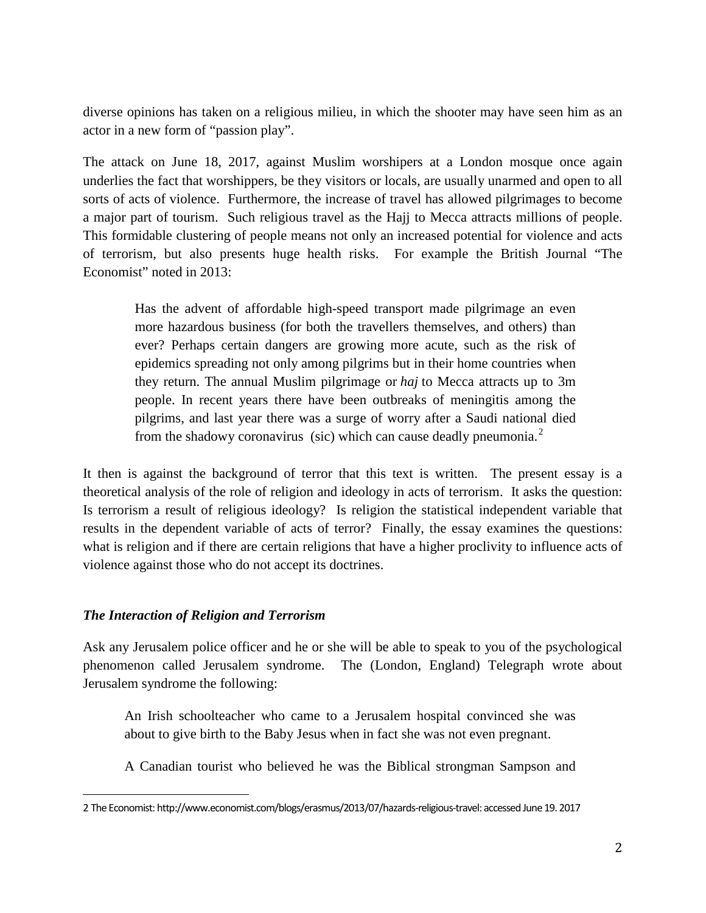diverse opinions has taken on a religious milieu, in which the shooter may have seen him as an actor in a new form of "passion play".

The attack on June 18, 2017, against Muslim worshipers at a London mosque once again underlies the fact that worshippers, be they visitors or locals, are usually unarmed and open to all sorts of acts of violence. Furthermore, the increase of travel has allowed pilgrimages to become a major part of tourism. Such religious travel as the Hajj to Mecca attracts millions of people. This formidable clustering of people means not only an increased potential for violence and acts of terrorism, but also presents huge health risks. For example the British Journal "The Economist" noted in 2013:

> Has the advent of affordable high-speed transport made pilgrimage an even more hazardous business (for both the travellers themselves, and others) than ever? Perhaps certain dangers are growing more acute, such as the risk of epidemics spreading not only among pilgrims but in their home countries when they return. The annual Muslim pilgrimage or *haj* to Mecca attracts up to 3m people. In recent years there have been outbreaks of meningitis among the pilgrims, and last year there was a surge of worry after a Saudi national died from the shadowy coronavirus (sic) which can cause deadly pneumonia.[2]

It then is against the background of terror that this text is written. The present essay is a theoretical analysis of the role of religion and ideology in acts of terrorism. It asks the question: Is terrorism a result of religious ideology? Is religion the statistical independent variable that results in the dependent variable of acts of terror? Finally, the essay examines the questions: what is religion and if there are certain religions that have a higher proclivity to influence acts of violence against those who do not accept its doctrines.

### *The Interaction of Religion and Terrorism*

Ask any Jerusalem police officer and he or she will be able to speak to you of the psychological phenomenon called Jerusalem syndrome. The (London, England) Telegraph wrote about Jerusalem syndrome the following:

> An Irish schoolteacher who came to a Jerusalem hospital convinced she was about to give birth to the Baby Jesus when in fact she was not even pregnant.
>
> A Canadian tourist who believed he was the Biblical strongman Sampson and

---

2 The Economist: http://www.economist.com/blogs/erasmus/2013/07/hazards-religious-travel: accessed June 19. 2017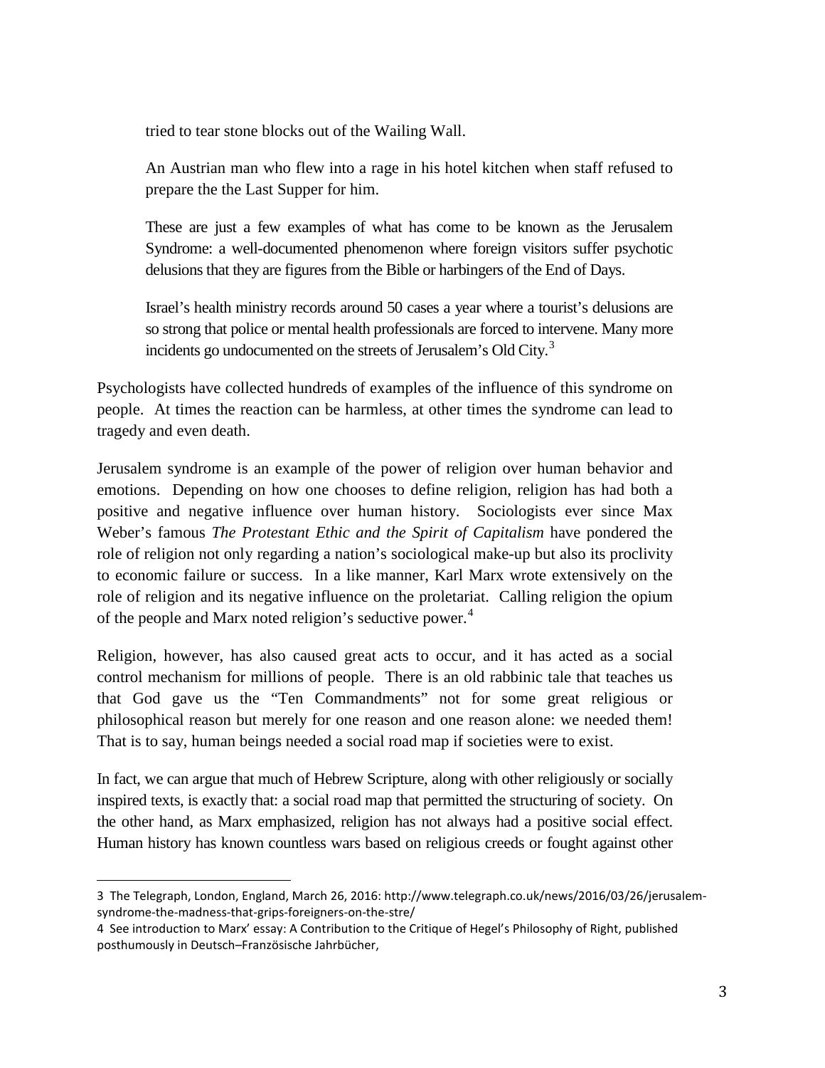tried to tear stone blocks out of the Wailing Wall.

> An Austrian man who flew into a rage in his hotel kitchen when staff refused to prepare the the Last Supper for him.
>
> These are just a few examples of what has come to be known as the Jerusalem Syndrome: a well-documented phenomenon where foreign visitors suffer psychotic delusions that they are figures from the Bible or harbingers of the End of Days.
>
> Israel's health ministry records around 50 cases a year where a tourist's delusions are so strong that police or mental health professionals are forced to intervene. Many more incidents go undocumented on the streets of Jerusalem's Old City.[3]

Psychologists have collected hundreds of examples of the influence of this syndrome on people. At times the reaction can be harmless, at other times the syndrome can lead to tragedy and even death.

Jerusalem syndrome is an example of the power of religion over human behavior and emotions. Depending on how one chooses to define religion, religion has had both a positive and negative influence over human history. Sociologists ever since Max Weber's famous *The Protestant Ethic and the Spirit of Capitalism* have pondered the role of religion not only regarding a nation's sociological make-up but also its proclivity to economic failure or success. In a like manner, Karl Marx wrote extensively on the role of religion and its negative influence on the proletariat. Calling religion the opium of the people and Marx noted religion's seductive power.[4]

Religion, however, has also caused great acts to occur, and it has acted as a social control mechanism for millions of people. There is an old rabbinic tale that teaches us that God gave us the "Ten Commandments" not for some great religious or philosophical reason but merely for one reason and one reason alone: we needed them! That is to say, human beings needed a social road map if societies were to exist.

In fact, we can argue that much of Hebrew Scripture, along with other religiously or socially inspired texts, is exactly that: a social road map that permitted the structuring of society. On the other hand, as Marx emphasized, religion has not always had a positive social effect. Human history has known countless wars based on religious creeds or fought against other

---

3 The Telegraph, London, England, March 26, 2016: http://www.telegraph.co.uk/news/2016/03/26/jerusalem-syndrome-the-madness-that-grips-foreigners-on-the-stre/

4 See introduction to Marx' essay: A Contribution to the Critique of Hegel's Philosophy of Right, published posthumously in Deutsch–Französische Jahrbücher,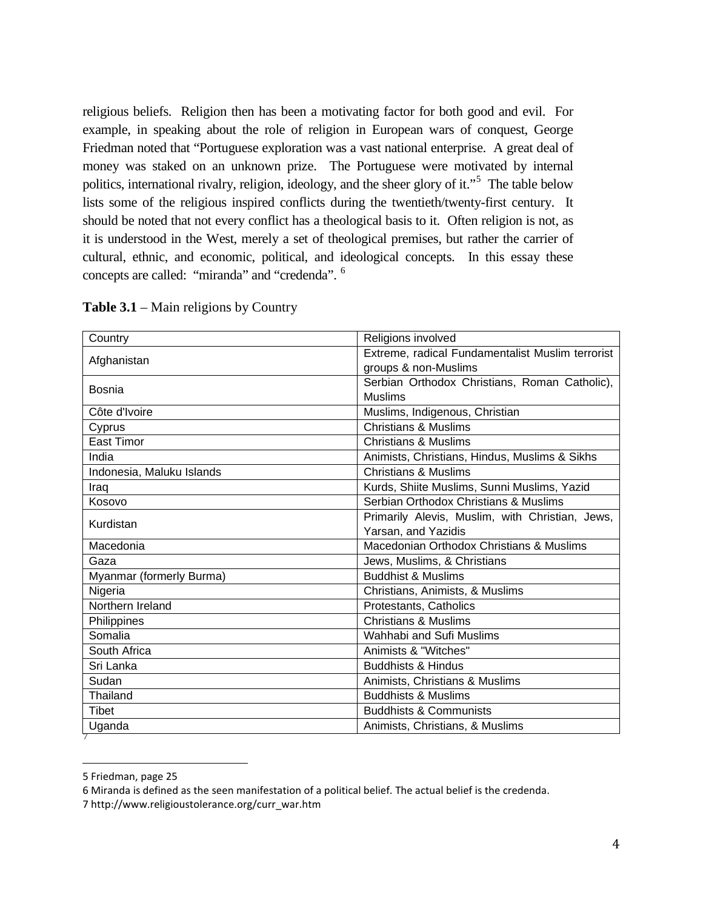religious beliefs. Religion then has been a motivating factor for both good and evil. For example, in speaking about the role of religion in European wars of conquest, George Friedman noted that "Portuguese exploration was a vast national enterprise. A great deal of money was staked on an unknown prize. The Portuguese were motivated by internal politics, international rivalry, religion, ideology, and the sheer glory of it."[5] The table below lists some of the religious inspired conflicts during the twentieth/twenty-first century. It should be noted that not every conflict has a theological basis to it. Often religion is not, as it is understood in the West, merely a set of theological premises, but rather the carrier of cultural, ethnic, and economic, political, and ideological concepts. In this essay these concepts are called: "miranda" and "credenda". [6]

**Table 3.1** – Main religions by Country

| Country | Religions involved |
|---|---|
| Afghanistan | Extreme, radical Fundamentalist Muslim terrorist groups & non-Muslims |
| Bosnia | Serbian Orthodox Christians, Roman Catholic), Muslims |
| Côte d'Ivoire | Muslims, Indigenous, Christian |
| Cyprus | Christians & Muslims |
| East Timor | Christians & Muslims |
| India | Animists, Christians, Hindus, Muslims & Sikhs |
| Indonesia, Maluku Islands | Christians & Muslims |
| Iraq | Kurds, Shiite Muslims, Sunni Muslims, Yazid |
| Kosovo | Serbian Orthodox Christians & Muslims |
| Kurdistan | Primarily Alevis, Muslim, with Christian, Jews, Yarsan, and Yazidis |
| Macedonia | Macedonian Orthodox Christians & Muslims |
| Gaza | Jews, Muslims, & Christians |
| Myanmar (formerly Burma) | Buddhist & Muslims |
| Nigeria | Christians, Animists, & Muslims |
| Northern Ireland | Protestants, Catholics |
| Philippines | Christians & Muslims |
| Somalia | Wahhabi and Sufi Muslims |
| South Africa | Animists & "Witches" |
| Sri Lanka | Buddhists & Hindus |
| Sudan | Animists, Christians & Muslims |
| Thailand | Buddhists & Muslims |
| Tibet | Buddhists & Communists |
| Uganda | Animists, Christians, & Muslims |

[7]

---

5 Friedman, page 25

6 Miranda is defined as the seen manifestation of a political belief. The actual belief is the credenda.

7 http://www.religioustolerance.org/curr_war.htm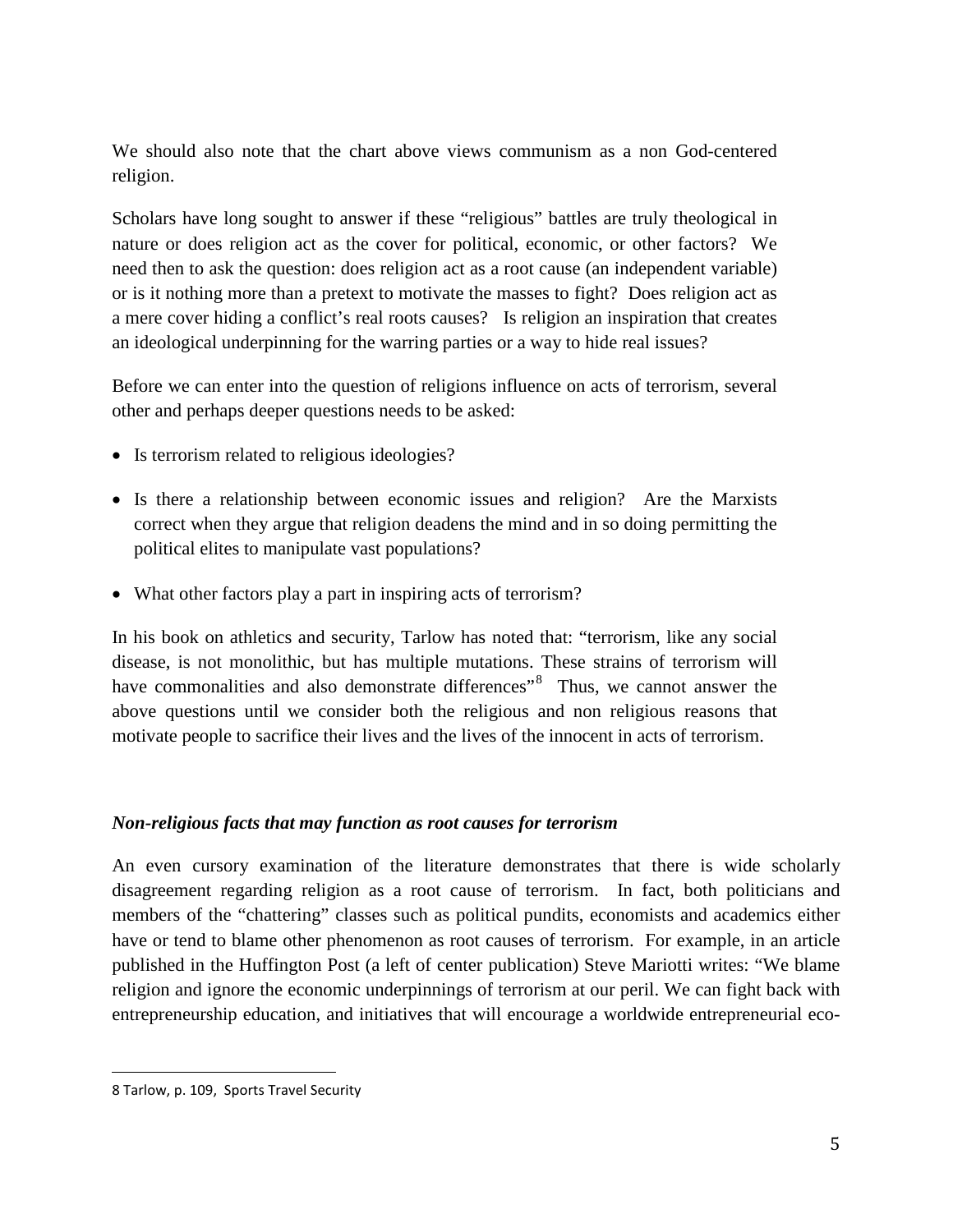We should also note that the chart above views communism as a non God-centered religion.

Scholars have long sought to answer if these "religious" battles are truly theological in nature or does religion act as the cover for political, economic, or other factors? We need then to ask the question: does religion act as a root cause (an independent variable) or is it nothing more than a pretext to motivate the masses to fight? Does religion act as a mere cover hiding a conflict's real roots causes? Is religion an inspiration that creates an ideological underpinning for the warring parties or a way to hide real issues?

Before we can enter into the question of religions influence on acts of terrorism, several other and perhaps deeper questions needs to be asked:

- Is terrorism related to religious ideologies?
- Is there a relationship between economic issues and religion? Are the Marxists correct when they argue that religion deadens the mind and in so doing permitting the political elites to manipulate vast populations?
- What other factors play a part in inspiring acts of terrorism?

In his book on athletics and security, Tarlow has noted that: "terrorism, like any social disease, is not monolithic, but has multiple mutations. These strains of terrorism will have commonalities and also demonstrate differences"[8] Thus, we cannot answer the above questions until we consider both the religious and non religious reasons that motivate people to sacrifice their lives and the lives of the innocent in acts of terrorism.

### *Non-religious facts that may function as root causes for terrorism*

An even cursory examination of the literature demonstrates that there is wide scholarly disagreement regarding religion as a root cause of terrorism. In fact, both politicians and members of the "chattering" classes such as political pundits, economists and academics either have or tend to blame other phenomenon as root causes of terrorism. For example, in an article published in the Huffington Post (a left of center publication) Steve Mariotti writes: "We blame religion and ignore the economic underpinnings of terrorism at our peril. We can fight back with entrepreneurship education, and initiatives that will encourage a worldwide entrepreneurial eco-

---

8 Tarlow, p. 109, Sports Travel Security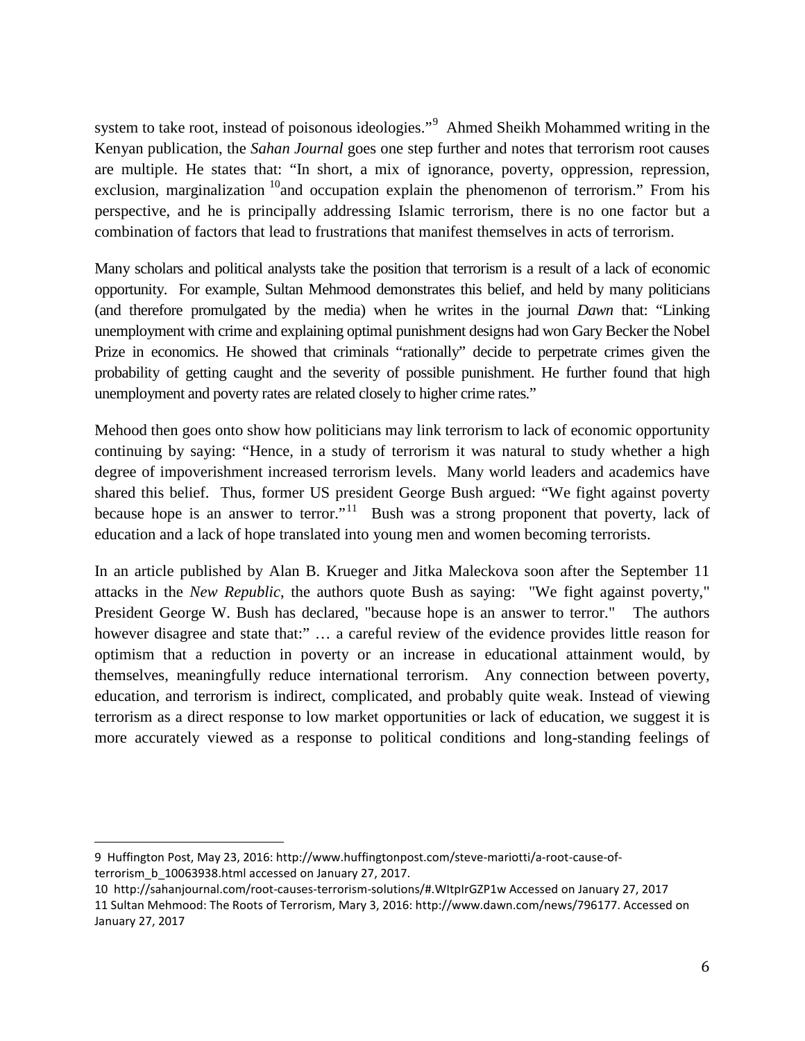system to take root, instead of poisonous ideologies."[9] Ahmed Sheikh Mohammed writing in the Kenyan publication, the *Sahan Journal* goes one step further and notes that terrorism root causes are multiple. He states that: "In short, a mix of ignorance, poverty, oppression, repression, exclusion, marginalization [10]and occupation explain the phenomenon of terrorism." From his perspective, and he is principally addressing Islamic terrorism, there is no one factor but a combination of factors that lead to frustrations that manifest themselves in acts of terrorism.

Many scholars and political analysts take the position that terrorism is a result of a lack of economic opportunity. For example, Sultan Mehmood demonstrates this belief, and held by many politicians (and therefore promulgated by the media) when he writes in the journal *Dawn* that: "Linking unemployment with crime and explaining optimal punishment designs had won Gary Becker the Nobel Prize in economics. He showed that criminals "rationally" decide to perpetrate crimes given the probability of getting caught and the severity of possible punishment. He further found that high unemployment and poverty rates are related closely to higher crime rates."

Mehood then goes onto show how politicians may link terrorism to lack of economic opportunity continuing by saying: "Hence, in a study of terrorism it was natural to study whether a high degree of impoverishment increased terrorism levels. Many world leaders and academics have shared this belief. Thus, former US president George Bush argued: "We fight against poverty because hope is an answer to terror."[11] Bush was a strong proponent that poverty, lack of education and a lack of hope translated into young men and women becoming terrorists.

In an article published by Alan B. Krueger and Jitka Maleckova soon after the September 11 attacks in the *New Republic*, the authors quote Bush as saying: "We fight against poverty," President George W. Bush has declared, "because hope is an answer to terror." The authors however disagree and state that:" … a careful review of the evidence provides little reason for optimism that a reduction in poverty or an increase in educational attainment would, by themselves, meaningfully reduce international terrorism. Any connection between poverty, education, and terrorism is indirect, complicated, and probably quite weak. Instead of viewing terrorism as a direct response to low market opportunities or lack of education, we suggest it is more accurately viewed as a response to political conditions and long-standing feelings of

---

9 Huffington Post, May 23, 2016: http://www.huffingtonpost.com/steve-mariotti/a-root-cause-of-terrorism_b_10063938.html accessed on January 27, 2017.

10 http://sahanjournal.com/root-causes-terrorism-solutions/#.WItpIrGZP1w Accessed on January 27, 2017

11 Sultan Mehmood: The Roots of Terrorism, Mary 3, 2016: http://www.dawn.com/news/796177. Accessed on January 27, 2017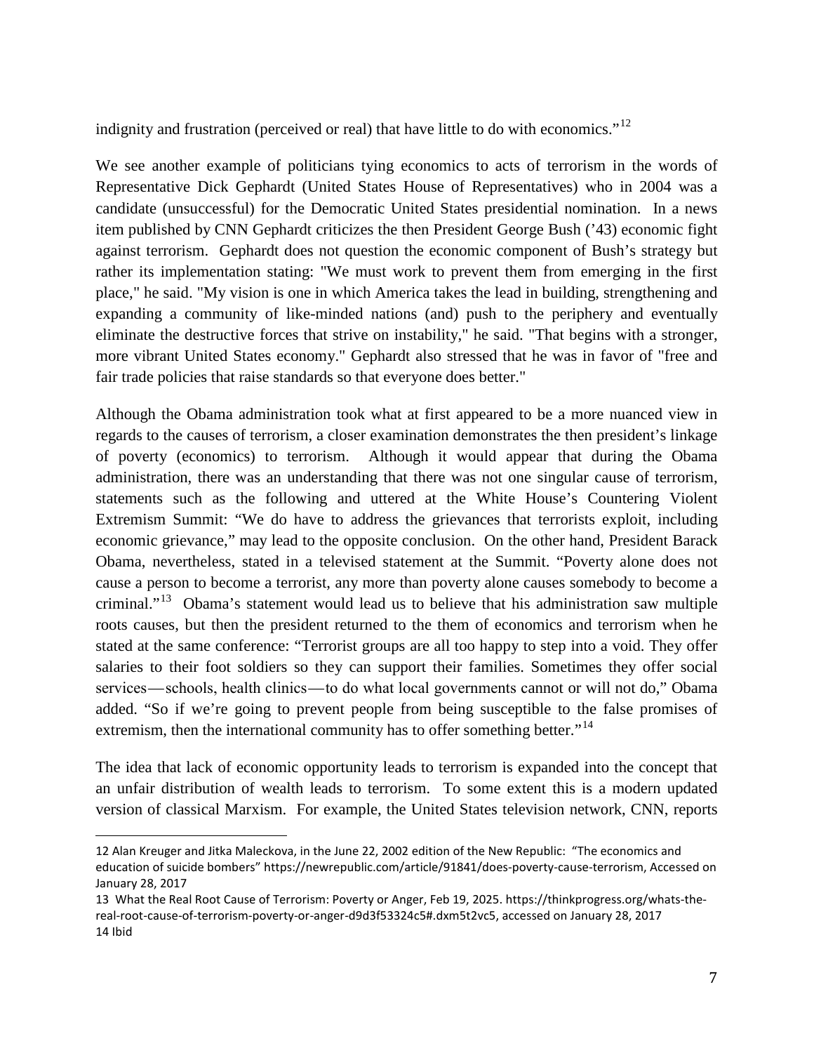indignity and frustration (perceived or real) that have little to do with economics."[12]

We see another example of politicians tying economics to acts of terrorism in the words of Representative Dick Gephardt (United States House of Representatives) who in 2004 was a candidate (unsuccessful) for the Democratic United States presidential nomination. In a news item published by CNN Gephardt criticizes the then President George Bush ('43) economic fight against terrorism. Gephardt does not question the economic component of Bush's strategy but rather its implementation stating: "We must work to prevent them from emerging in the first place," he said. "My vision is one in which America takes the lead in building, strengthening and expanding a community of like-minded nations (and) push to the periphery and eventually eliminate the destructive forces that strive on instability," he said. "That begins with a stronger, more vibrant United States economy." Gephardt also stressed that he was in favor of "free and fair trade policies that raise standards so that everyone does better."

Although the Obama administration took what at first appeared to be a more nuanced view in regards to the causes of terrorism, a closer examination demonstrates the then president's linkage of poverty (economics) to terrorism. Although it would appear that during the Obama administration, there was an understanding that there was not one singular cause of terrorism, statements such as the following and uttered at the White House's Countering Violent Extremism Summit: "We do have to address the grievances that terrorists exploit, including economic grievance," may lead to the opposite conclusion. On the other hand, President Barack Obama, nevertheless, stated in a televised statement at the Summit. "Poverty alone does not cause a person to become a terrorist, any more than poverty alone causes somebody to become a criminal."[13] Obama's statement would lead us to believe that his administration saw multiple roots causes, but then the president returned to the them of economics and terrorism when he stated at the same conference: "Terrorist groups are all too happy to step into a void. They offer salaries to their foot soldiers so they can support their families. Sometimes they offer social services—schools, health clinics—to do what local governments cannot or will not do," Obama added. "So if we're going to prevent people from being susceptible to the false promises of extremism, then the international community has to offer something better."[14]

The idea that lack of economic opportunity leads to terrorism is expanded into the concept that an unfair distribution of wealth leads to terrorism. To some extent this is a modern updated version of classical Marxism. For example, the United States television network, CNN, reports

---

12 Alan Kreuger and Jitka Maleckova, in the June 22, 2002 edition of the New Republic: "The economics and education of suicide bombers" https://newrepublic.com/article/91841/does-poverty-cause-terrorism, Accessed on January 28, 2017

13 What the Real Root Cause of Terrorism: Poverty or Anger, Feb 19, 2025. https://thinkprogress.org/whats-the-real-root-cause-of-terrorism-poverty-or-anger-d9d3f53324c5#.dxm5t2vc5, accessed on January 28, 2017

14 Ibid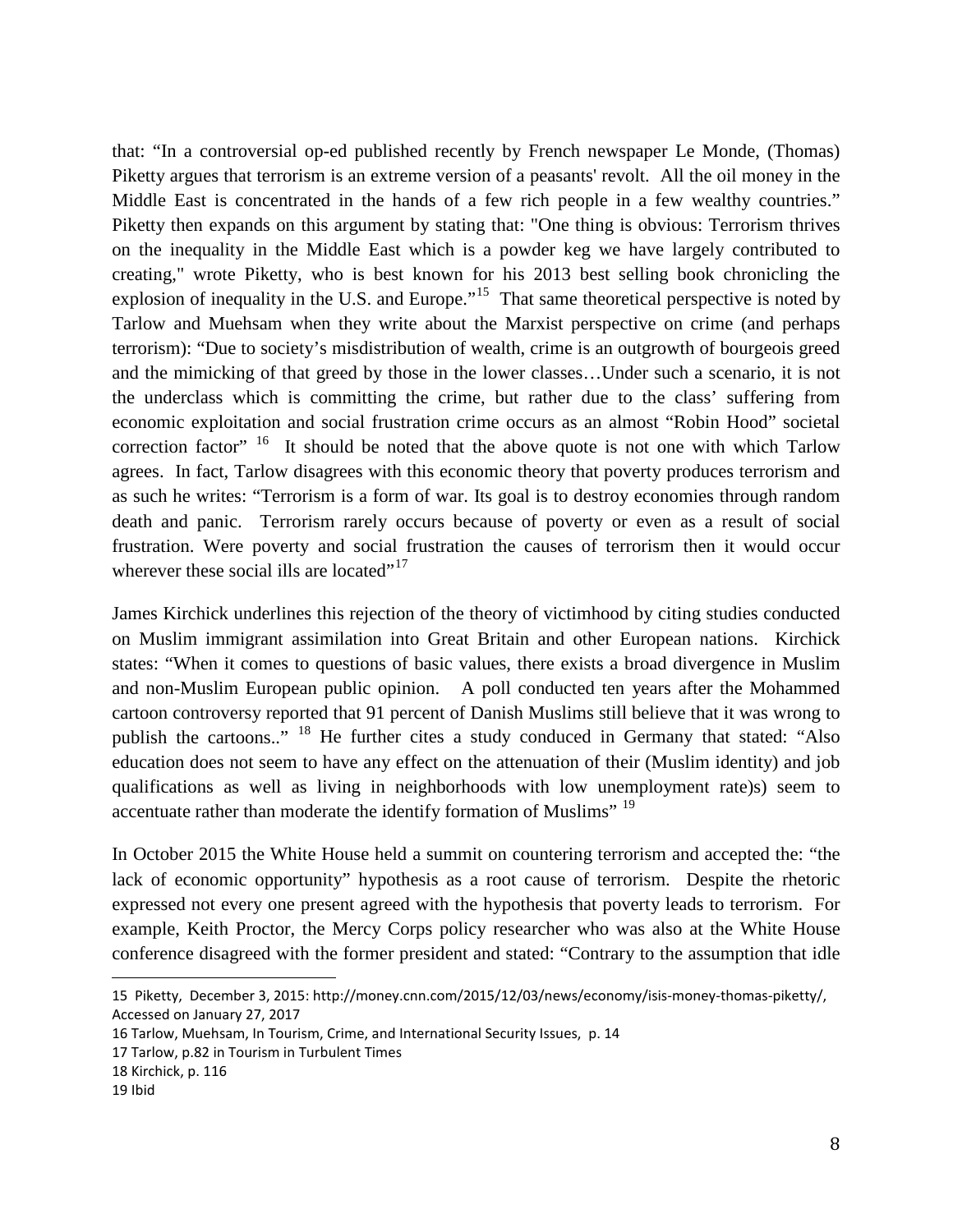that: "In a controversial op-ed published recently by French newspaper Le Monde, (Thomas) Piketty argues that terrorism is an extreme version of a peasants' revolt. All the oil money in the Middle East is concentrated in the hands of a few rich people in a few wealthy countries." Piketty then expands on this argument by stating that: "One thing is obvious: Terrorism thrives on the inequality in the Middle East which is a powder keg we have largely contributed to creating," wrote Piketty, who is best known for his 2013 best selling book chronicling the explosion of inequality in the U.S. and Europe."[15] That same theoretical perspective is noted by Tarlow and Muehsam when they write about the Marxist perspective on crime (and perhaps terrorism): "Due to society's misdistribution of wealth, crime is an outgrowth of bourgeois greed and the mimicking of that greed by those in the lower classes…Under such a scenario, it is not the underclass which is committing the crime, but rather due to the class' suffering from economic exploitation and social frustration crime occurs as an almost "Robin Hood" societal correction factor" [16] It should be noted that the above quote is not one with which Tarlow agrees. In fact, Tarlow disagrees with this economic theory that poverty produces terrorism and as such he writes: "Terrorism is a form of war. Its goal is to destroy economies through random death and panic. Terrorism rarely occurs because of poverty or even as a result of social frustration. Were poverty and social frustration the causes of terrorism then it would occur wherever these social ills are located"[17]

James Kirchick underlines this rejection of the theory of victimhood by citing studies conducted on Muslim immigrant assimilation into Great Britain and other European nations. Kirchick states: "When it comes to questions of basic values, there exists a broad divergence in Muslim and non-Muslim European public opinion. A poll conducted ten years after the Mohammed cartoon controversy reported that 91 percent of Danish Muslims still believe that it was wrong to publish the cartoons.." [18] He further cites a study conduced in Germany that stated: "Also education does not seem to have any effect on the attenuation of their (Muslim identity) and job qualifications as well as living in neighborhoods with low unemployment rate)s) seem to accentuate rather than moderate the identify formation of Muslims" [19]

In October 2015 the White House held a summit on countering terrorism and accepted the: "the lack of economic opportunity" hypothesis as a root cause of terrorism. Despite the rhetoric expressed not every one present agreed with the hypothesis that poverty leads to terrorism. For example, Keith Proctor, the Mercy Corps policy researcher who was also at the White House conference disagreed with the former president and stated: "Contrary to the assumption that idle

---

15 Piketty, December 3, 2015: http://money.cnn.com/2015/12/03/news/economy/isis-money-thomas-piketty/, Accessed on January 27, 2017

16 Tarlow, Muehsam, In Tourism, Crime, and International Security Issues, p. 14

17 Tarlow, p.82 in Tourism in Turbulent Times

18 Kirchick, p. 116

19 Ibid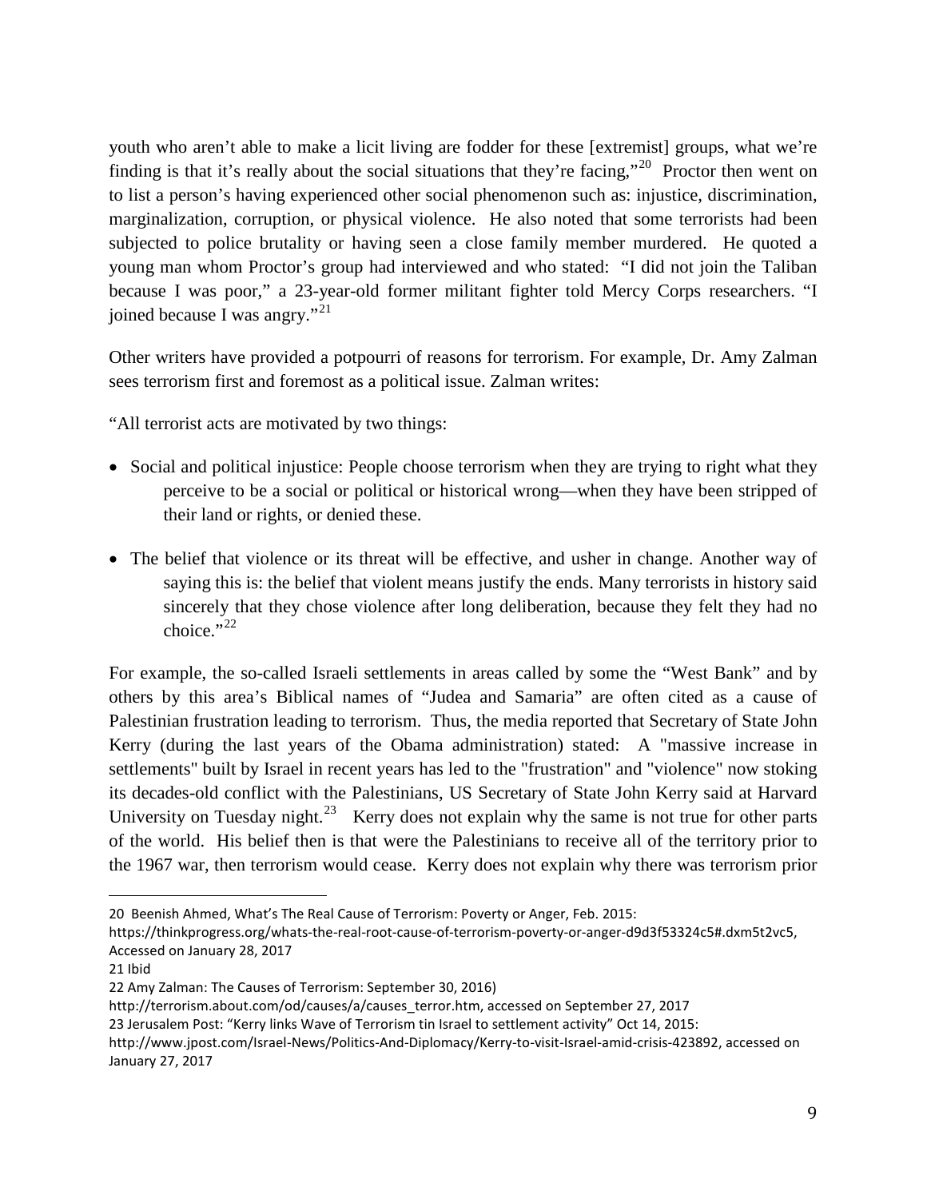youth who aren't able to make a licit living are fodder for these [extremist] groups, what we're finding is that it's really about the social situations that they're facing,"[20] Proctor then went on to list a person's having experienced other social phenomenon such as: injustice, discrimination, marginalization, corruption, or physical violence. He also noted that some terrorists had been subjected to police brutality or having seen a close family member murdered. He quoted a young man whom Proctor's group had interviewed and who stated: "I did not join the Taliban because I was poor," a 23-year-old former militant fighter told Mercy Corps researchers. "I joined because I was angry."[21]

Other writers have provided a potpourri of reasons for terrorism. For example, Dr. Amy Zalman sees terrorism first and foremost as a political issue. Zalman writes:

"All terrorist acts are motivated by two things:

- Social and political injustice: People choose terrorism when they are trying to right what they perceive to be a social or political or historical wrong—when they have been stripped of their land or rights, or denied these.
- The belief that violence or its threat will be effective, and usher in change. Another way of saying this is: the belief that violent means justify the ends. Many terrorists in history said sincerely that they chose violence after long deliberation, because they felt they had no choice."[22]

For example, the so-called Israeli settlements in areas called by some the "West Bank" and by others by this area's Biblical names of "Judea and Samaria" are often cited as a cause of Palestinian frustration leading to terrorism. Thus, the media reported that Secretary of State John Kerry (during the last years of the Obama administration) stated: A "massive increase in settlements" built by Israel in recent years has led to the "frustration" and "violence" now stoking its decades-old conflict with the Palestinians, US Secretary of State John Kerry said at Harvard University on Tuesday night.[23] Kerry does not explain why the same is not true for other parts of the world. His belief then is that were the Palestinians to receive all of the territory prior to the 1967 war, then terrorism would cease. Kerry does not explain why there was terrorism prior

---

20 Beenish Ahmed, What's The Real Cause of Terrorism: Poverty or Anger, Feb. 2015: https://thinkprogress.org/whats-the-real-root-cause-of-terrorism-poverty-or-anger-d9d3f53324c5#.dxm5t2vc5, Accessed on January 28, 2017

21 Ibid

22 Amy Zalman: The Causes of Terrorism: September 30, 2016) http://terrorism.about.com/od/causes/a/causes_terror.htm, accessed on September 27, 2017

23 Jerusalem Post: "Kerry links Wave of Terrorism tin Israel to settlement activity" Oct 14, 2015: http://www.jpost.com/Israel-News/Politics-And-Diplomacy/Kerry-to-visit-Israel-amid-crisis-423892, accessed on January 27, 2017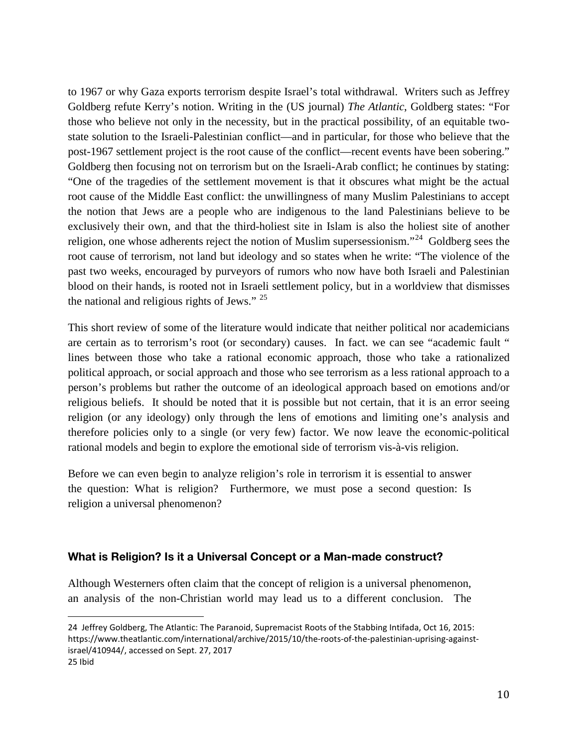to 1967 or why Gaza exports terrorism despite Israel's total withdrawal. Writers such as Jeffrey Goldberg refute Kerry's notion. Writing in the (US journal) *The Atlantic*, Goldberg states: "For those who believe not only in the necessity, but in the practical possibility, of an equitable two-state solution to the Israeli-Palestinian conflict—and in particular, for those who believe that the post-1967 settlement project is the root cause of the conflict—recent events have been sobering." Goldberg then focusing not on terrorism but on the Israeli-Arab conflict; he continues by stating: "One of the tragedies of the settlement movement is that it obscures what might be the actual root cause of the Middle East conflict: the unwillingness of many Muslim Palestinians to accept the notion that Jews are a people who are indigenous to the land Palestinians believe to be exclusively their own, and that the third-holiest site in Islam is also the holiest site of another religion, one whose adherents reject the notion of Muslim supersessionism."[24] Goldberg sees the root cause of terrorism, not land but ideology and so states when he write: "The violence of the past two weeks, encouraged by purveyors of rumors who now have both Israeli and Palestinian blood on their hands, is rooted not in Israeli settlement policy, but in a worldview that dismisses the national and religious rights of Jews." [25]

This short review of some of the literature would indicate that neither political nor academicians are certain as to terrorism's root (or secondary) causes. In fact. we can see "academic fault " lines between those who take a rational economic approach, those who take a rationalized political approach, or social approach and those who see terrorism as a less rational approach to a person's problems but rather the outcome of an ideological approach based on emotions and/or religious beliefs. It should be noted that it is possible but not certain, that it is an error seeing religion (or any ideology) only through the lens of emotions and limiting one's analysis and therefore policies only to a single (or very few) factor. We now leave the economic-political rational models and begin to explore the emotional side of terrorism vis-à-vis religion.

Before we can even begin to analyze religion's role in terrorism it is essential to answer the question: What is religion? Furthermore, we must pose a second question: Is religion a universal phenomenon?

### What is Religion? Is it a Universal Concept or a Man-made construct?

Although Westerners often claim that the concept of religion is a universal phenomenon, an analysis of the non-Christian world may lead us to a different conclusion. The

---

24 Jeffrey Goldberg, The Atlantic: The Paranoid, Supremacist Roots of the Stabbing Intifada, Oct 16, 2015: https://www.theatlantic.com/international/archive/2015/10/the-roots-of-the-palestinian-uprising-against-israel/410944/, accessed on Sept. 27, 2017

25 Ibid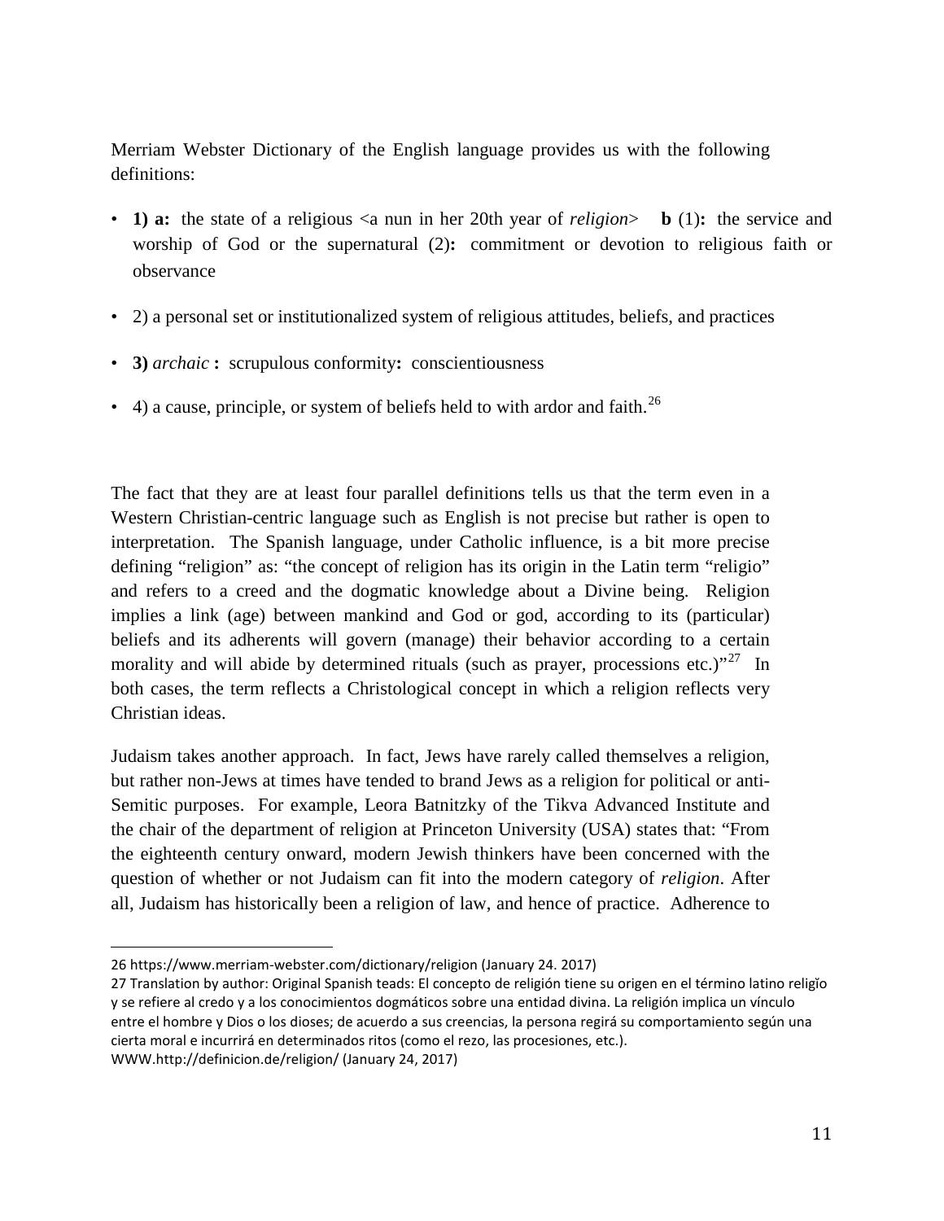Merriam Webster Dictionary of the English language provides us with the following definitions:

- **1) a:** the state of a religious <a nun in her 20th year of *religion*> **b** (1)**:** the service and worship of God or the supernatural (2)**:** commitment or devotion to religious faith or observance
- 2) a personal set or institutionalized system of religious attitudes, beliefs, and practices
- **3)** *archaic* **:** scrupulous conformity**:** conscientiousness
- 4) a cause, principle, or system of beliefs held to with ardor and faith.[26]

The fact that they are at least four parallel definitions tells us that the term even in a Western Christian-centric language such as English is not precise but rather is open to interpretation. The Spanish language, under Catholic influence, is a bit more precise defining "religion" as: "the concept of religion has its origin in the Latin term "religio" and refers to a creed and the dogmatic knowledge about a Divine being. Religion implies a link (age) between mankind and God or god, according to its (particular) beliefs and its adherents will govern (manage) their behavior according to a certain morality and will abide by determined rituals (such as prayer, processions etc.)"[27] In both cases, the term reflects a Christological concept in which a religion reflects very Christian ideas.

Judaism takes another approach. In fact, Jews have rarely called themselves a religion, but rather non-Jews at times have tended to brand Jews as a religion for political or anti-Semitic purposes. For example, Leora Batnitzky of the Tikva Advanced Institute and the chair of the department of religion at Princeton University (USA) states that: "From the eighteenth century onward, modern Jewish thinkers have been concerned with the question of whether or not Judaism can fit into the modern category of *religion*. After all, Judaism has historically been a religion of law, and hence of practice. Adherence to

---

26 https://www.merriam-webster.com/dictionary/religion (January 24. 2017)

27 Translation by author: Original Spanish teads: El concepto de religión tiene su origen en el término latino religĭo y se refiere al credo y a los conocimientos dogmáticos sobre una entidad divina. La religión implica un vínculo entre el hombre y Dios o los dioses; de acuerdo a sus creencias, la persona regirá su comportamiento según una cierta moral e incurrirá en determinados ritos (como el rezo, las procesiones, etc.).
WWW.http://definicion.de/religion/ (January 24, 2017)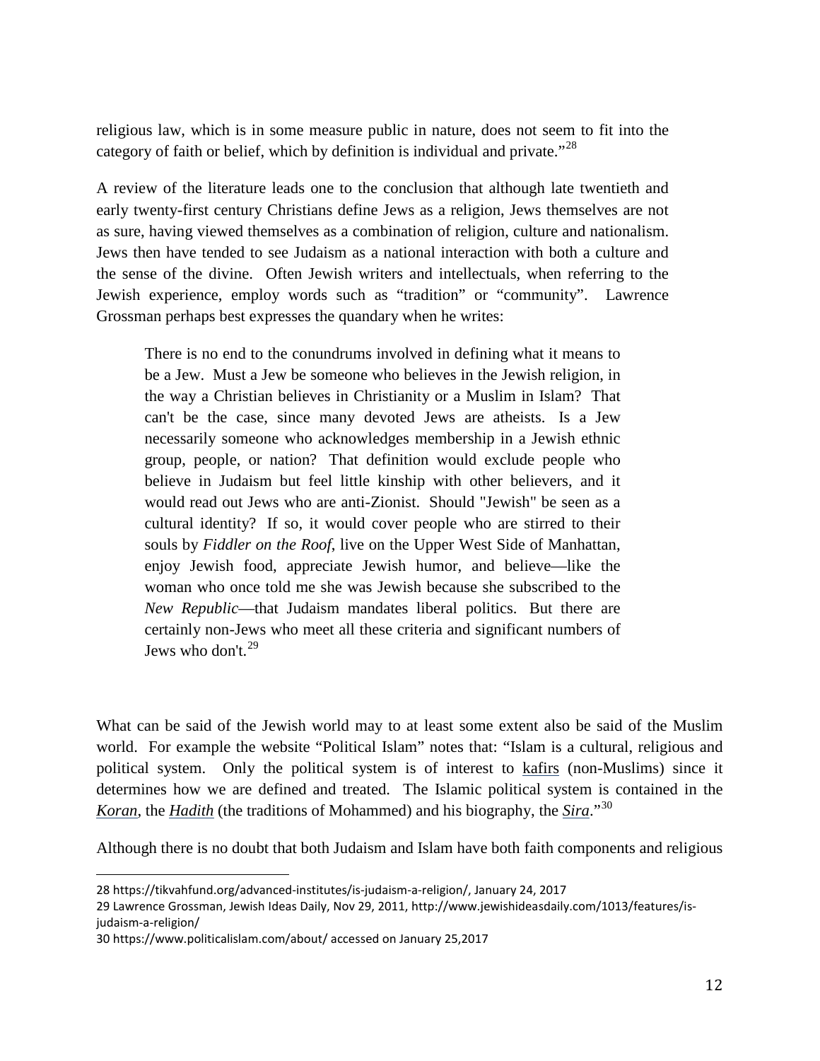religious law, which is in some measure public in nature, does not seem to fit into the category of faith or belief, which by definition is individual and private."[28]

A review of the literature leads one to the conclusion that although late twentieth and early twenty-first century Christians define Jews as a religion, Jews themselves are not as sure, having viewed themselves as a combination of religion, culture and nationalism. Jews then have tended to see Judaism as a national interaction with both a culture and the sense of the divine. Often Jewish writers and intellectuals, when referring to the Jewish experience, employ words such as "tradition" or "community". Lawrence Grossman perhaps best expresses the quandary when he writes:

> There is no end to the conundrums involved in defining what it means to be a Jew. Must a Jew be someone who believes in the Jewish religion, in the way a Christian believes in Christianity or a Muslim in Islam? That can't be the case, since many devoted Jews are atheists. Is a Jew necessarily someone who acknowledges membership in a Jewish ethnic group, people, or nation? That definition would exclude people who believe in Judaism but feel little kinship with other believers, and it would read out Jews who are anti-Zionist. Should "Jewish" be seen as a cultural identity? If so, it would cover people who are stirred to their souls by *Fiddler on the Roof*, live on the Upper West Side of Manhattan, enjoy Jewish food, appreciate Jewish humor, and believe—like the woman who once told me she was Jewish because she subscribed to the *New Republic*—that Judaism mandates liberal politics. But there are certainly non-Jews who meet all these criteria and significant numbers of Jews who don't.[29]

What can be said of the Jewish world may to at least some extent also be said of the Muslim world. For example the website "Political Islam" notes that: "Islam is a cultural, religious and political system. Only the political system is of interest to kafirs (non-Muslims) since it determines how we are defined and treated. The Islamic political system is contained in the *Koran*, the *Hadith* (the traditions of Mohammed) and his biography, the *Sira*."[30]

Although there is no doubt that both Judaism and Islam have both faith components and religious

---

28 https://tikvahfund.org/advanced-institutes/is-judaism-a-religion/, January 24, 2017

29 Lawrence Grossman, Jewish Ideas Daily, Nov 29, 2011, http://www.jewishideasdaily.com/1013/features/is-judaism-a-religion/

30 https://www.politicalislam.com/about/ accessed on January 25,2017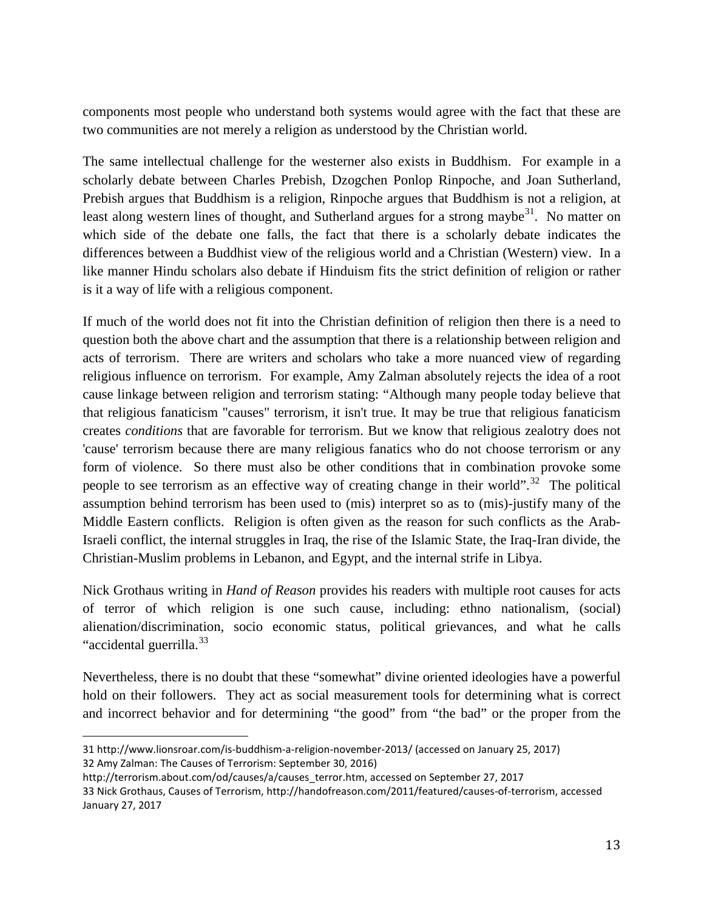components most people who understand both systems would agree with the fact that these are two communities are not merely a religion as understood by the Christian world.

The same intellectual challenge for the westerner also exists in Buddhism. For example in a scholarly debate between Charles Prebish, Dzogchen Ponlop Rinpoche, and Joan Sutherland, Prebish argues that Buddhism is a religion, Rinpoche argues that Buddhism is not a religion, at least along western lines of thought, and Sutherland argues for a strong maybe[31]. No matter on which side of the debate one falls, the fact that there is a scholarly debate indicates the differences between a Buddhist view of the religious world and a Christian (Western) view. In a like manner Hindu scholars also debate if Hinduism fits the strict definition of religion or rather is it a way of life with a religious component.

If much of the world does not fit into the Christian definition of religion then there is a need to question both the above chart and the assumption that there is a relationship between religion and acts of terrorism. There are writers and scholars who take a more nuanced view of regarding religious influence on terrorism. For example, Amy Zalman absolutely rejects the idea of a root cause linkage between religion and terrorism stating: "Although many people today believe that that religious fanaticism "causes" terrorism, it isn't true. It may be true that religious fanaticism creates *conditions* that are favorable for terrorism. But we know that religious zealotry does not 'cause' terrorism because there are many religious fanatics who do not choose terrorism or any form of violence. So there must also be other conditions that in combination provoke some people to see terrorism as an effective way of creating change in their world".[32] The political assumption behind terrorism has been used to (mis) interpret so as to (mis)-justify many of the Middle Eastern conflicts. Religion is often given as the reason for such conflicts as the Arab-Israeli conflict, the internal struggles in Iraq, the rise of the Islamic State, the Iraq-Iran divide, the Christian-Muslim problems in Lebanon, and Egypt, and the internal strife in Libya.

Nick Grothaus writing in *Hand of Reason* provides his readers with multiple root causes for acts of terror of which religion is one such cause, including: ethno nationalism, (social) alienation/discrimination, socio economic status, political grievances, and what he calls "accidental guerrilla.[33]

Nevertheless, there is no doubt that these "somewhat" divine oriented ideologies have a powerful hold on their followers. They act as social measurement tools for determining what is correct and incorrect behavior and for determining "the good" from "the bad" or the proper from the

---

31 http://www.lionsroar.com/is-buddhism-a-religion-november-2013/ (accessed on January 25, 2017)

32 Amy Zalman: The Causes of Terrorism: September 30, 2016)
http://terrorism.about.com/od/causes/a/causes_terror.htm, accessed on September 27, 2017

33 Nick Grothaus, Causes of Terrorism, http://handofreason.com/2011/featured/causes-of-terrorism, accessed January 27, 2017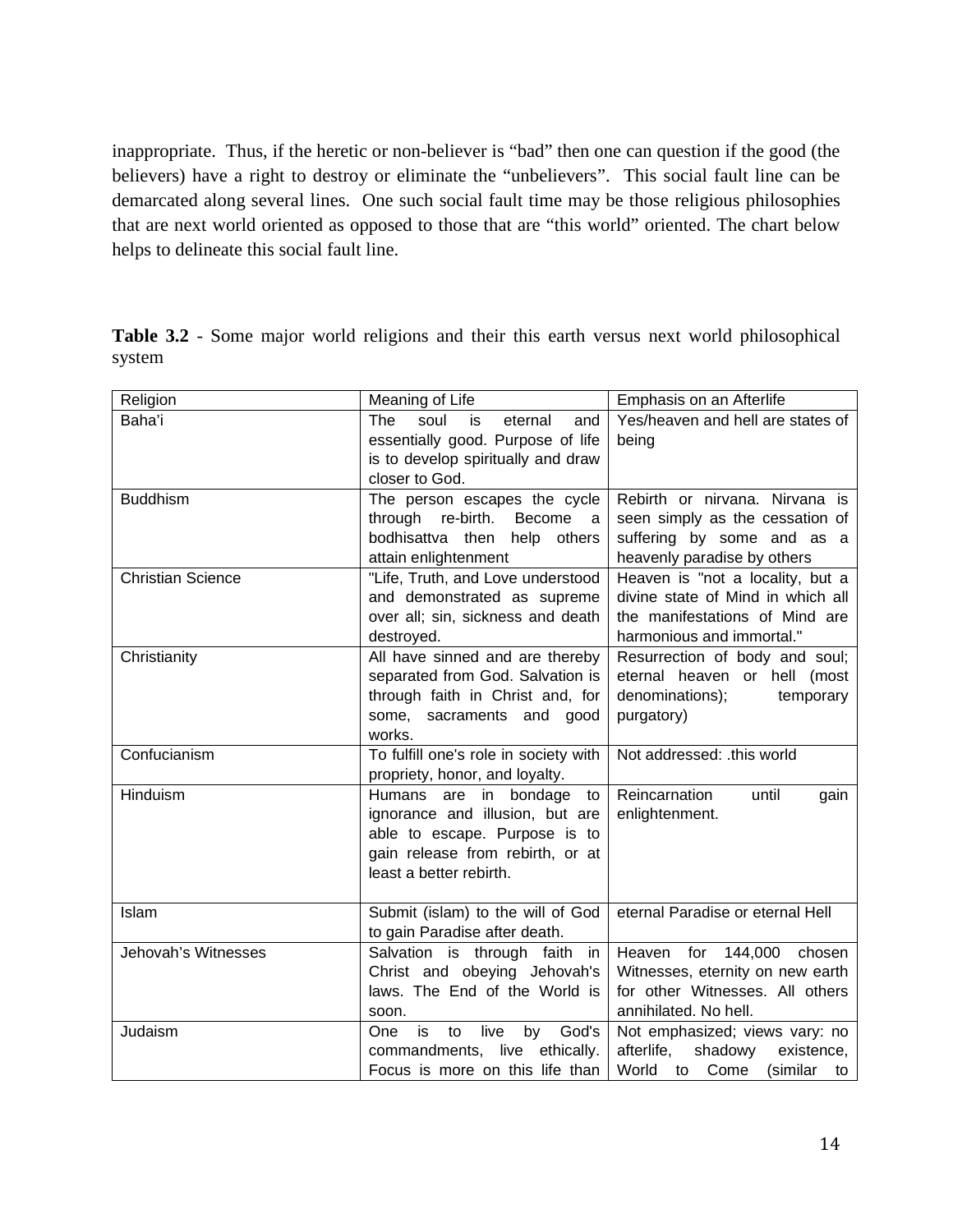inappropriate. Thus, if the heretic or non-believer is "bad" then one can question if the good (the believers) have a right to destroy or eliminate the "unbelievers". This social fault line can be demarcated along several lines. One such social fault time may be those religious philosophies that are next world oriented as opposed to those that are "this world" oriented. The chart below helps to delineate this social fault line.

**Table 3.2** - Some major world religions and their this earth versus next world philosophical system

| Religion | Meaning of Life | Emphasis on an Afterlife |
|---|---|---|
| Baha'i | The soul is eternal and essentially good. Purpose of life is to develop spiritually and draw closer to God. | Yes/heaven and hell are states of being |
| Buddhism | The person escapes the cycle through re-birth. Become a bodhisattva then help others attain enlightenment | Rebirth or nirvana. Nirvana is seen simply as the cessation of suffering by some and as a heavenly paradise by others |
| Christian Science | "Life, Truth, and Love understood and demonstrated as supreme over all; sin, sickness and death destroyed. | Heaven is "not a locality, but a divine state of Mind in which all the manifestations of Mind are harmonious and immortal." |
| Christianity | All have sinned and are thereby separated from God. Salvation is through faith in Christ and, for some, sacraments and good works. | Resurrection of body and soul; eternal heaven or hell (most denominations); temporary purgatory) |
| Confucianism | To fulfill one's role in society with propriety, honor, and loyalty. | Not addressed: .this world |
| Hinduism | Humans are in bondage to ignorance and illusion, but are able to escape. Purpose is to gain release from rebirth, or at least a better rebirth. | Reincarnation until gain enlightenment. |
| Islam | Submit (islam) to the will of God to gain Paradise after death. | eternal Paradise or eternal Hell |
| Jehovah's Witnesses | Salvation is through faith in Christ and obeying Jehovah's laws. The End of the World is soon. | Heaven for 144,000 chosen Witnesses, eternity on new earth for other Witnesses. All others annihilated. No hell. |
| Judaism | One is to live by God's commandments, live ethically. Focus is more on this life than | Not emphasized; views vary: no afterlife, shadowy existence, World to Come (similar to |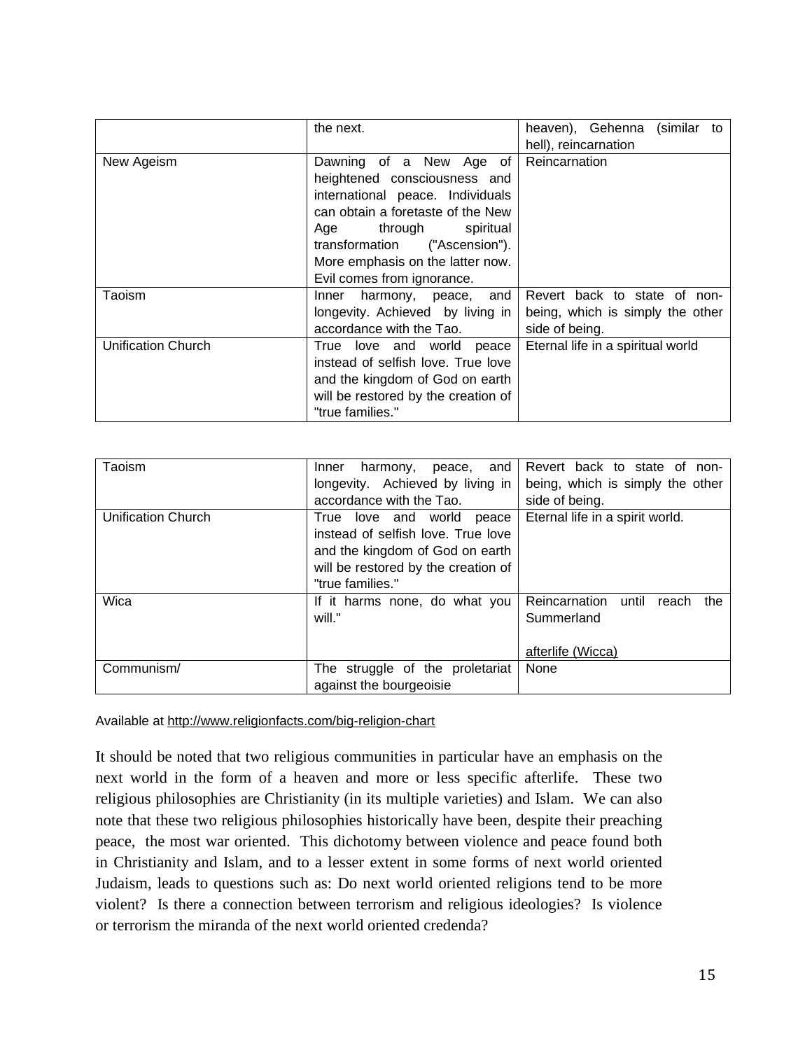|  | the next. | heaven), Gehenna (similar to hell), reincarnation |
| --- | --- | --- |
| New Ageism | Dawning of a New Age of heightened consciousness and international peace. Individuals can obtain a foretaste of the New Age through spiritual transformation ("Ascension"). More emphasis on the latter now. Evil comes from ignorance. | Reincarnation |
| Taoism | Inner harmony, peace, and longevity. Achieved by living in accordance with the Tao. | Revert back to state of non-being, which is simply the other side of being. |
| Unification Church | True love and world peace instead of selfish love. True love and the kingdom of God on earth will be restored by the creation of "true families." | Eternal life in a spiritual world |

| Taoism | Inner harmony, peace, and longevity. Achieved by living in accordance with the Tao. | Revert back to state of non-being, which is simply the other side of being. |
| --- | --- | --- |
| Unification Church | True love and world peace instead of selfish love. True love and the kingdom of God on earth will be restored by the creation of "true families." | Eternal life in a spirit world. |
| Wica | If it harms none, do what you will." | Reincarnation until reach the Summerland<br><br>afterlife (Wicca) |
| Communism/ | The struggle of the proletariat against the bourgeoisie | None |

Available at http://www.religionfacts.com/big-religion-chart

It should be noted that two religious communities in particular have an emphasis on the next world in the form of a heaven and more or less specific afterlife. These two religious philosophies are Christianity (in its multiple varieties) and Islam. We can also note that these two religious philosophies historically have been, despite their preaching peace, the most war oriented. This dichotomy between violence and peace found both in Christianity and Islam, and to a lesser extent in some forms of next world oriented Judaism, leads to questions such as: Do next world oriented religions tend to be more violent? Is there a connection between terrorism and religious ideologies? Is violence or terrorism the miranda of the next world oriented credenda?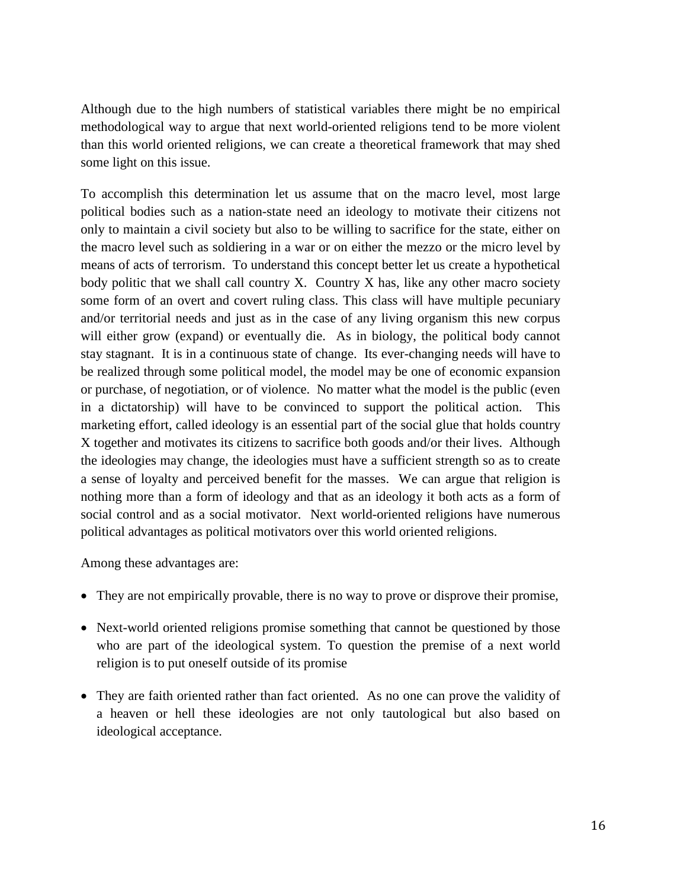Although due to the high numbers of statistical variables there might be no empirical methodological way to argue that next world-oriented religions tend to be more violent than this world oriented religions, we can create a theoretical framework that may shed some light on this issue.

To accomplish this determination let us assume that on the macro level, most large political bodies such as a nation-state need an ideology to motivate their citizens not only to maintain a civil society but also to be willing to sacrifice for the state, either on the macro level such as soldiering in a war or on either the mezzo or the micro level by means of acts of terrorism. To understand this concept better let us create a hypothetical body politic that we shall call country X. Country X has, like any other macro society some form of an overt and covert ruling class. This class will have multiple pecuniary and/or territorial needs and just as in the case of any living organism this new corpus will either grow (expand) or eventually die. As in biology, the political body cannot stay stagnant. It is in a continuous state of change. Its ever-changing needs will have to be realized through some political model, the model may be one of economic expansion or purchase, of negotiation, or of violence. No matter what the model is the public (even in a dictatorship) will have to be convinced to support the political action. This marketing effort, called ideology is an essential part of the social glue that holds country X together and motivates its citizens to sacrifice both goods and/or their lives. Although the ideologies may change, the ideologies must have a sufficient strength so as to create a sense of loyalty and perceived benefit for the masses. We can argue that religion is nothing more than a form of ideology and that as an ideology it both acts as a form of social control and as a social motivator. Next world-oriented religions have numerous political advantages as political motivators over this world oriented religions.

Among these advantages are:

- They are not empirically provable, there is no way to prove or disprove their promise,
- Next-world oriented religions promise something that cannot be questioned by those who are part of the ideological system. To question the premise of a next world religion is to put oneself outside of its promise
- They are faith oriented rather than fact oriented. As no one can prove the validity of a heaven or hell these ideologies are not only tautological but also based on ideological acceptance.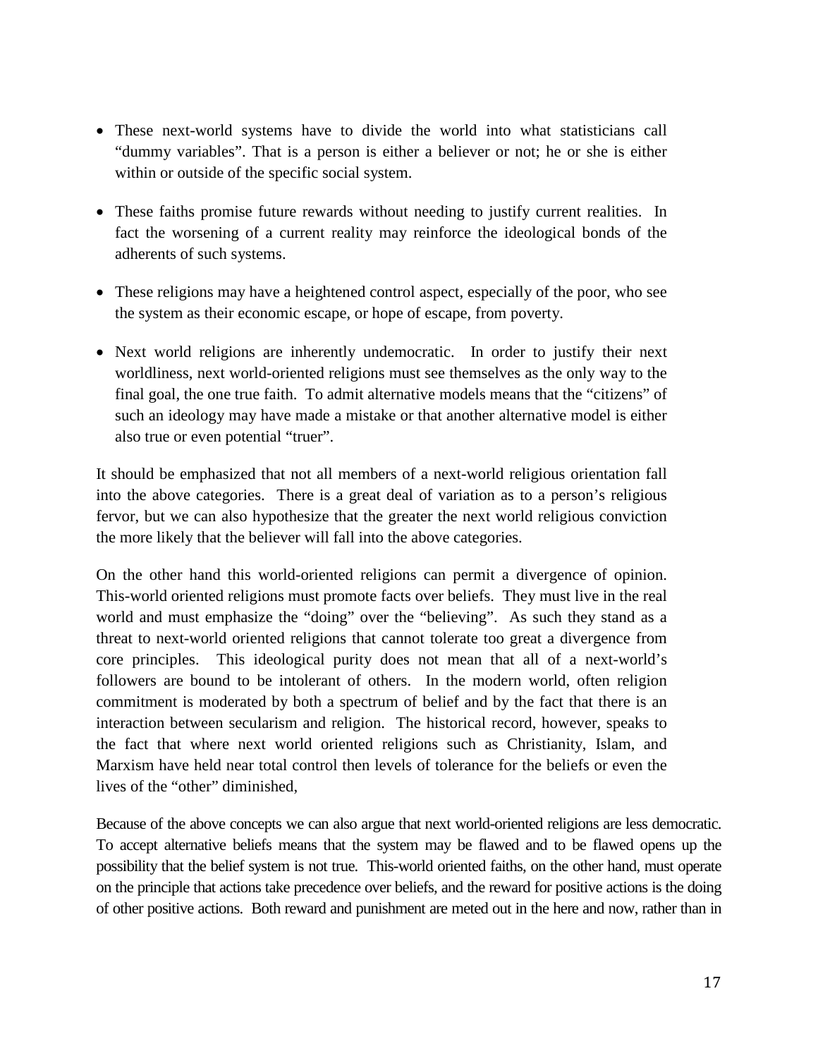- These next-world systems have to divide the world into what statisticians call "dummy variables". That is a person is either a believer or not; he or she is either within or outside of the specific social system.

- These faiths promise future rewards without needing to justify current realities. In fact the worsening of a current reality may reinforce the ideological bonds of the adherents of such systems.

- These religions may have a heightened control aspect, especially of the poor, who see the system as their economic escape, or hope of escape, from poverty.

- Next world religions are inherently undemocratic. In order to justify their next worldliness, next world-oriented religions must see themselves as the only way to the final goal, the one true faith. To admit alternative models means that the "citizens" of such an ideology may have made a mistake or that another alternative model is either also true or even potential "truer".

It should be emphasized that not all members of a next-world religious orientation fall into the above categories. There is a great deal of variation as to a person's religious fervor, but we can also hypothesize that the greater the next world religious conviction the more likely that the believer will fall into the above categories.

On the other hand this world-oriented religions can permit a divergence of opinion. This-world oriented religions must promote facts over beliefs. They must live in the real world and must emphasize the "doing" over the "believing". As such they stand as a threat to next-world oriented religions that cannot tolerate too great a divergence from core principles. This ideological purity does not mean that all of a next-world's followers are bound to be intolerant of others. In the modern world, often religion commitment is moderated by both a spectrum of belief and by the fact that there is an interaction between secularism and religion. The historical record, however, speaks to the fact that where next world oriented religions such as Christianity, Islam, and Marxism have held near total control then levels of tolerance for the beliefs or even the lives of the "other" diminished,

Because of the above concepts we can also argue that next world-oriented religions are less democratic. To accept alternative beliefs means that the system may be flawed and to be flawed opens up the possibility that the belief system is not true. This-world oriented faiths, on the other hand, must operate on the principle that actions take precedence over beliefs, and the reward for positive actions is the doing of other positive actions. Both reward and punishment are meted out in the here and now, rather than in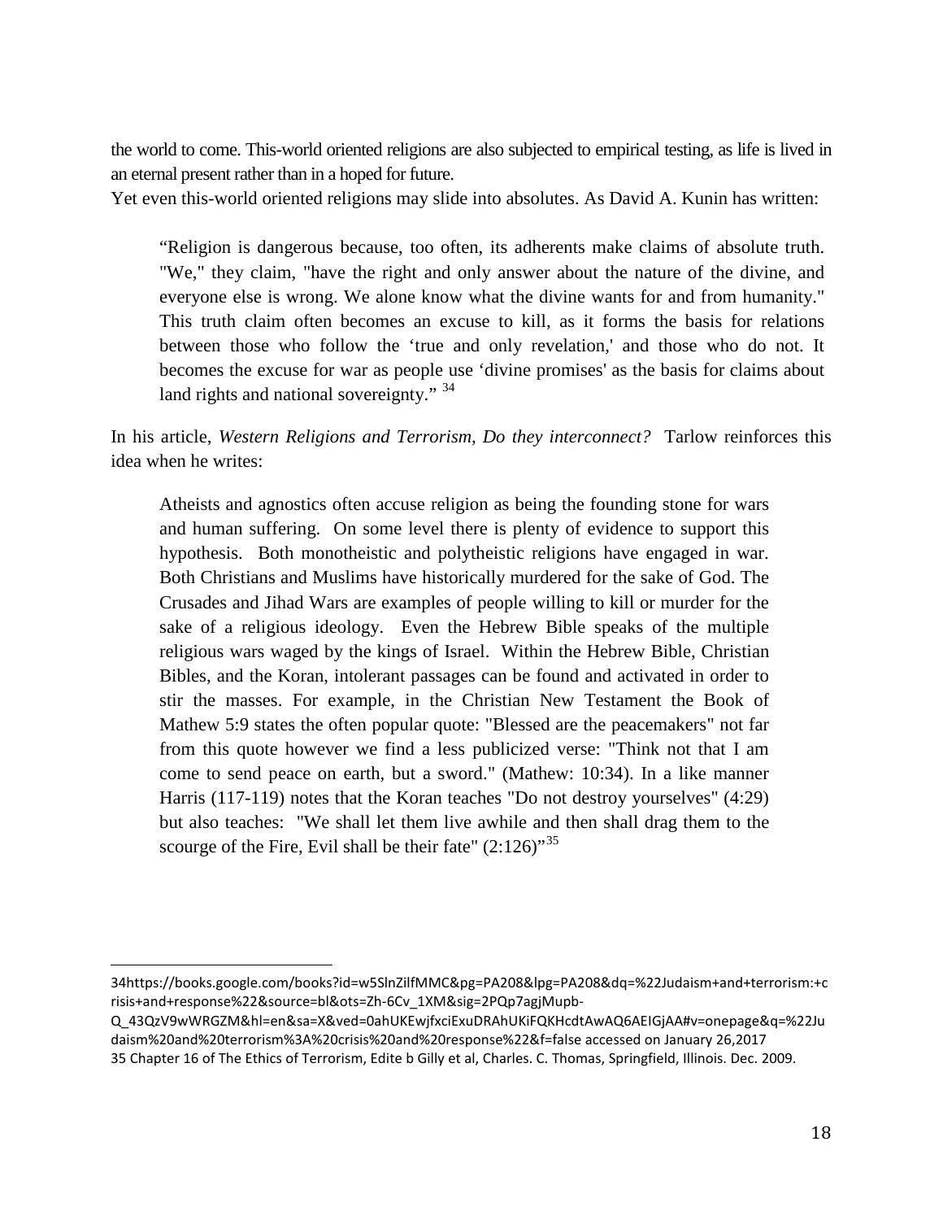the world to come. This-world oriented religions are also subjected to empirical testing, as life is lived in an eternal present rather than in a hoped for future.

Yet even this-world oriented religions may slide into absolutes. As David A. Kunin has written:

> "Religion is dangerous because, too often, its adherents make claims of absolute truth. "We," they claim, "have the right and only answer about the nature of the divine, and everyone else is wrong. We alone know what the divine wants for and from humanity." This truth claim often becomes an excuse to kill, as it forms the basis for relations between those who follow the 'true and only revelation,' and those who do not. It becomes the excuse for war as people use 'divine promises' as the basis for claims about land rights and national sovereignty." [34]

In his article, *Western Religions and Terrorism, Do they interconnect?* Tarlow reinforces this idea when he writes:

> Atheists and agnostics often accuse religion as being the founding stone for wars and human suffering. On some level there is plenty of evidence to support this hypothesis. Both monotheistic and polytheistic religions have engaged in war. Both Christians and Muslims have historically murdered for the sake of God. The Crusades and Jihad Wars are examples of people willing to kill or murder for the sake of a religious ideology. Even the Hebrew Bible speaks of the multiple religious wars waged by the kings of Israel. Within the Hebrew Bible, Christian Bibles, and the Koran, intolerant passages can be found and activated in order to stir the masses. For example, in the Christian New Testament the Book of Mathew 5:9 states the often popular quote: "Blessed are the peacemakers" not far from this quote however we find a less publicized verse: "Think not that I am come to send peace on earth, but a sword." (Mathew: 10:34). In a like manner Harris (117-119) notes that the Koran teaches "Do not destroy yourselves" (4:29) but also teaches: "We shall let them live awhile and then shall drag them to the scourge of the Fire, Evil shall be their fate" (2:126)" [35]

---

34https://books.google.com/books?id=w5SlnZilfMMC&pg=PA208&lpg=PA208&dq=%22Judaism+and+terrorism:+crisis+and+response%22&source=bl&ots=Zh-6Cv_1XM&sig=2PQp7agjMupb-Q_43QzV9wWRGZM&hl=en&sa=X&ved=0ahUKEwjfxciExuDRAhUKiFQKHcdtAwAQ6AEIGjAA#v=onepage&q=%22Judaism%20and%20terrorism%3A%20crisis%20and%20response%22&f=false accessed on January 26,2017

35 Chapter 16 of The Ethics of Terrorism, Edite b Gilly et al, Charles. C. Thomas, Springfield, Illinois. Dec. 2009.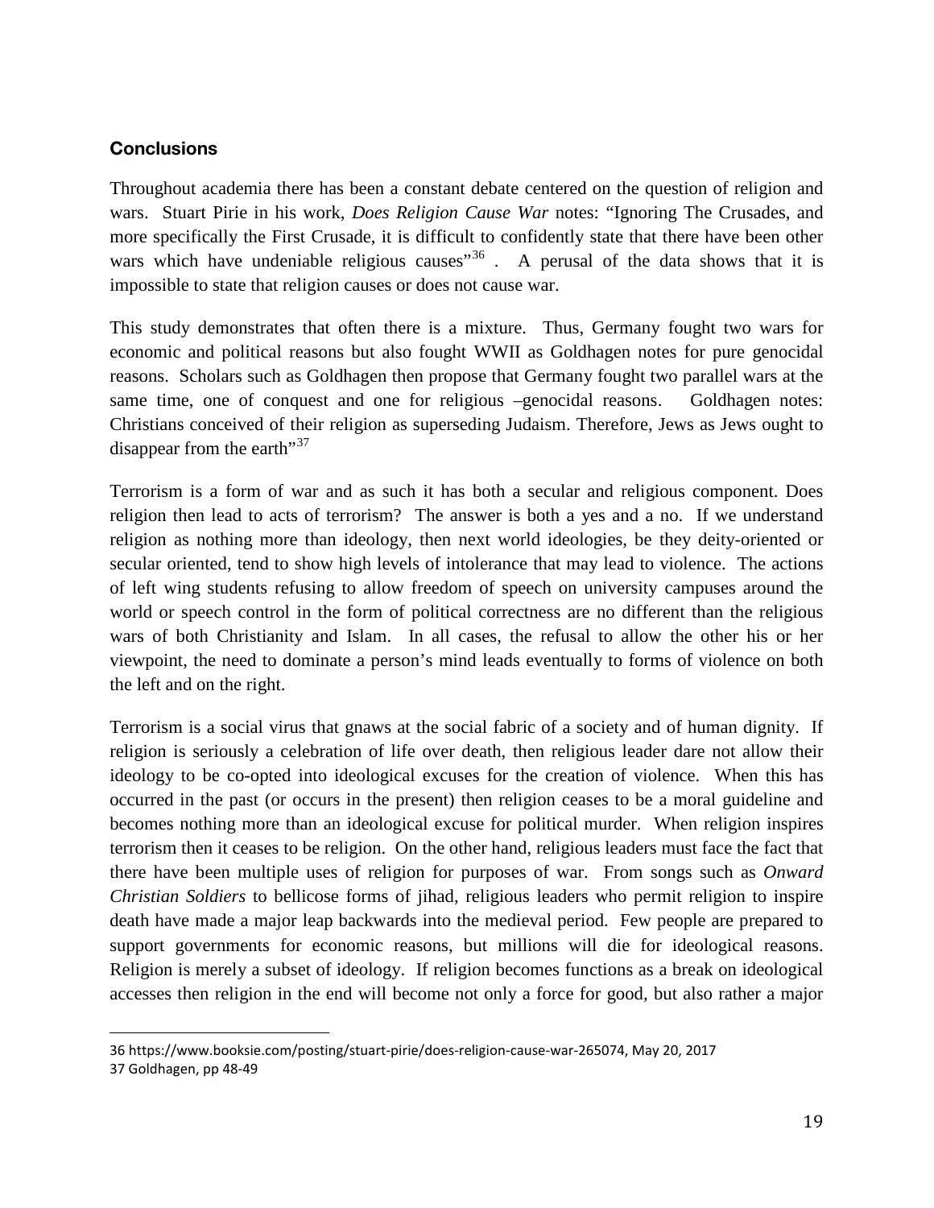### Conclusions

Throughout academia there has been a constant debate centered on the question of religion and wars. Stuart Pirie in his work, *Does Religion Cause War* notes: "Ignoring The Crusades, and more specifically the First Crusade, it is difficult to confidently state that there have been other wars which have undeniable religious causes"[36] . A perusal of the data shows that it is impossible to state that religion causes or does not cause war.

This study demonstrates that often there is a mixture. Thus, Germany fought two wars for economic and political reasons but also fought WWII as Goldhagen notes for pure genocidal reasons. Scholars such as Goldhagen then propose that Germany fought two parallel wars at the same time, one of conquest and one for religious –genocidal reasons. Goldhagen notes: Christians conceived of their religion as superseding Judaism. Therefore, Jews as Jews ought to disappear from the earth"[37]

Terrorism is a form of war and as such it has both a secular and religious component. Does religion then lead to acts of terrorism? The answer is both a yes and a no. If we understand religion as nothing more than ideology, then next world ideologies, be they deity-oriented or secular oriented, tend to show high levels of intolerance that may lead to violence. The actions of left wing students refusing to allow freedom of speech on university campuses around the world or speech control in the form of political correctness are no different than the religious wars of both Christianity and Islam. In all cases, the refusal to allow the other his or her viewpoint, the need to dominate a person's mind leads eventually to forms of violence on both the left and on the right.

Terrorism is a social virus that gnaws at the social fabric of a society and of human dignity. If religion is seriously a celebration of life over death, then religious leader dare not allow their ideology to be co-opted into ideological excuses for the creation of violence. When this has occurred in the past (or occurs in the present) then religion ceases to be a moral guideline and becomes nothing more than an ideological excuse for political murder. When religion inspires terrorism then it ceases to be religion. On the other hand, religious leaders must face the fact that there have been multiple uses of religion for purposes of war. From songs such as *Onward Christian Soldiers* to bellicose forms of jihad, religious leaders who permit religion to inspire death have made a major leap backwards into the medieval period. Few people are prepared to support governments for economic reasons, but millions will die for ideological reasons. Religion is merely a subset of ideology. If religion becomes functions as a break on ideological accesses then religion in the end will become not only a force for good, but also rather a major

---

36 https://www.booksie.com/posting/stuart-pirie/does-religion-cause-war-265074, May 20, 2017

37 Goldhagen, pp 48-49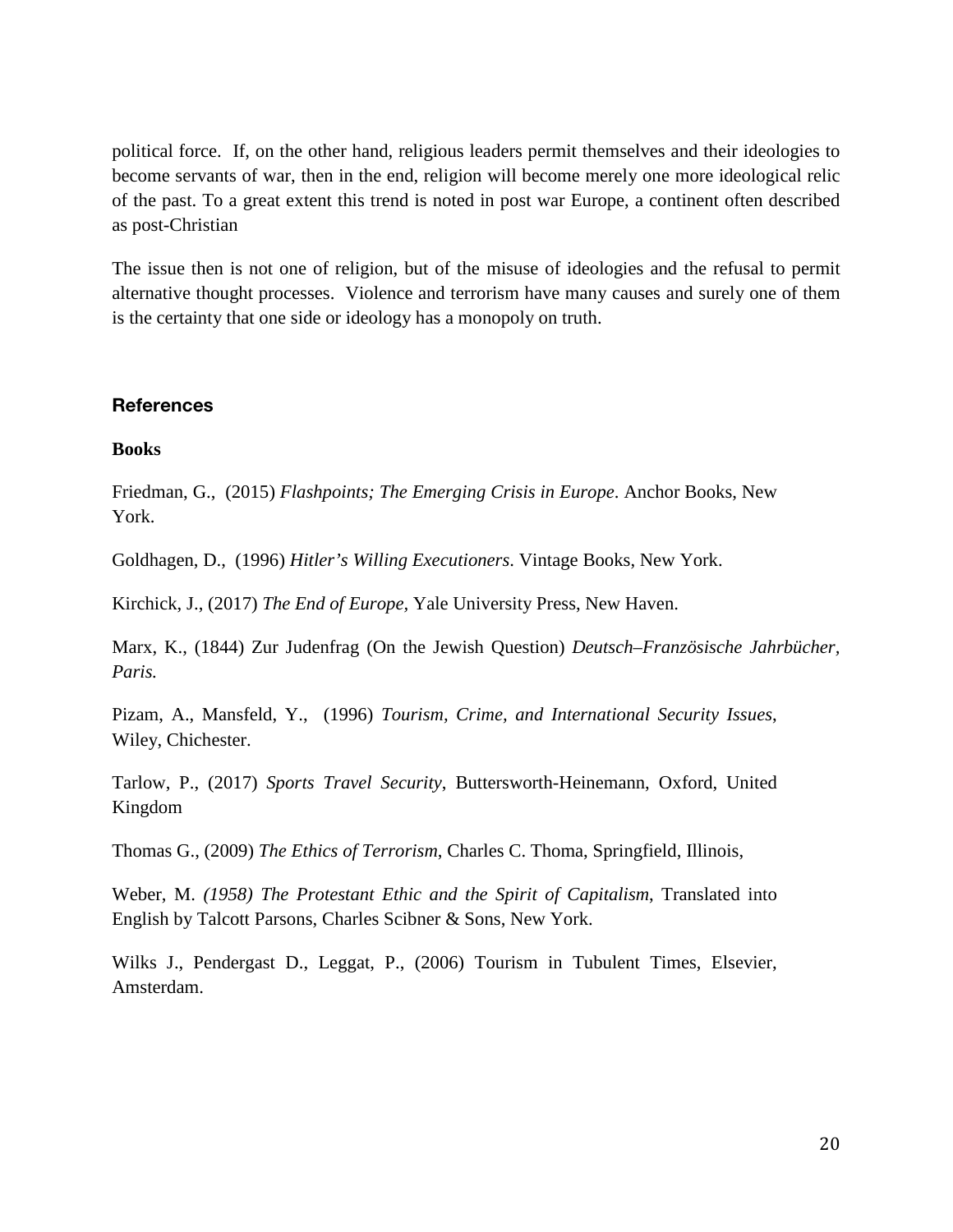political force. If, on the other hand, religious leaders permit themselves and their ideologies to become servants of war, then in the end, religion will become merely one more ideological relic of the past. To a great extent this trend is noted in post war Europe, a continent often described as post-Christian

The issue then is not one of religion, but of the misuse of ideologies and the refusal to permit alternative thought processes. Violence and terrorism have many causes and surely one of them is the certainty that one side or ideology has a monopoly on truth.

## References

**Books**

Friedman, G., (2015) *Flashpoints; The Emerging Crisis in Europe*. Anchor Books, New York.

Goldhagen, D., (1996) *Hitler's Willing Executioners*. Vintage Books, New York.

Kirchick, J., (2017) *The End of Europe*, Yale University Press, New Haven.

Marx, K., (1844) Zur Judenfrag (On the Jewish Question) *Deutsch–Französische Jahrbücher, Paris.*

Pizam, A., Mansfeld, Y., (1996) *Tourism, Crime, and International Security Issues*, Wiley, Chichester.

Tarlow, P., (2017) *Sports Travel Security*, Buttersworth-Heinemann, Oxford, United Kingdom

Thomas G., (2009) *The Ethics of Terrorism*, Charles C. Thoma, Springfield, Illinois,

Weber, M. *(1958) The Protestant Ethic and the Spirit of Capitalism*, Translated into English by Talcott Parsons, Charles Scibner & Sons, New York.

Wilks J., Pendergast D., Leggat, P., (2006) Tourism in Tubulent Times, Elsevier, Amsterdam.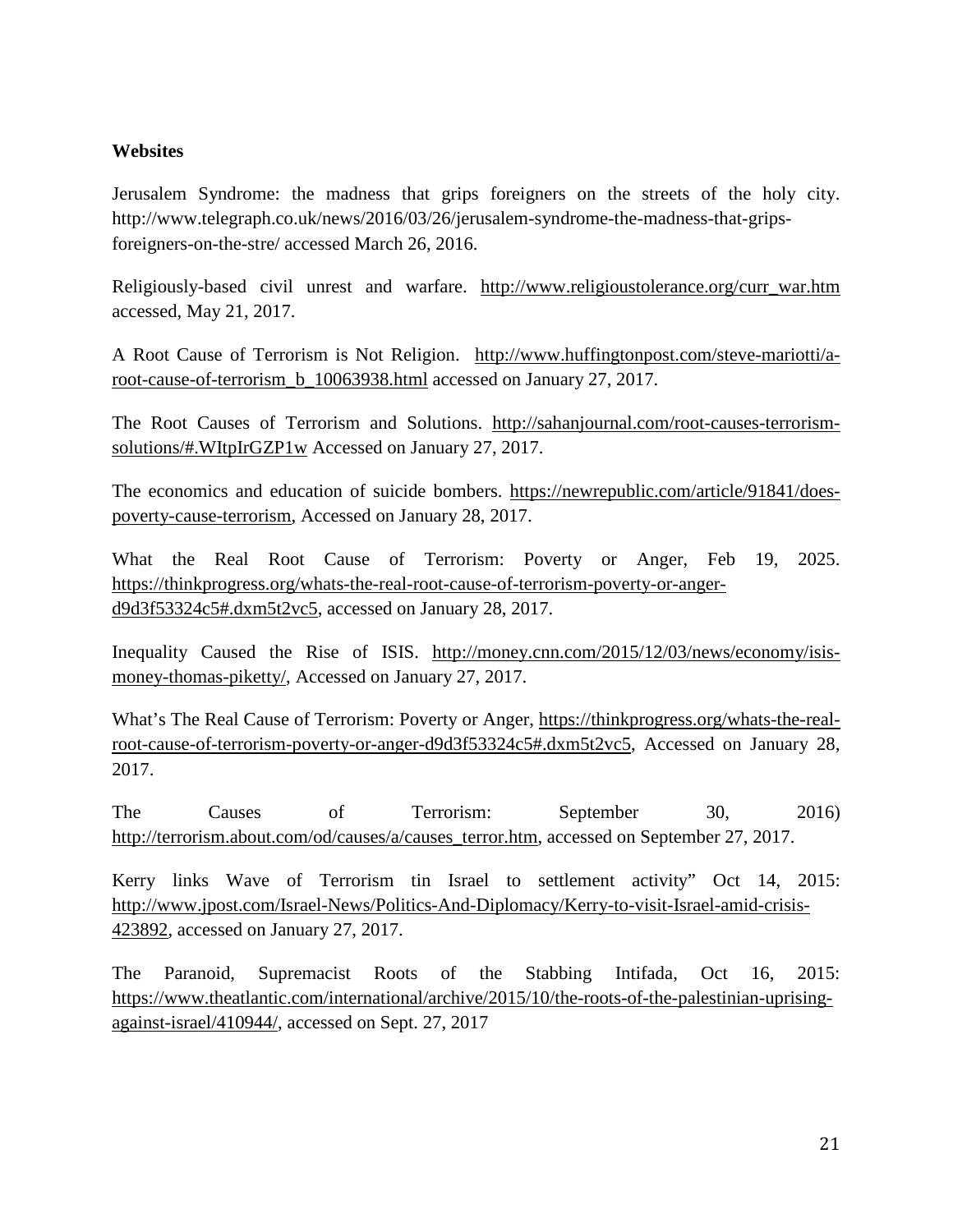**Websites**

Jerusalem Syndrome: the madness that grips foreigners on the streets of the holy city. http://www.telegraph.co.uk/news/2016/03/26/jerusalem-syndrome-the-madness-that-grips-foreigners-on-the-stre/ accessed March 26, 2016.

Religiously-based civil unrest and warfare. http://www.religioustolerance.org/curr_war.htm accessed, May 21, 2017.

A Root Cause of Terrorism is Not Religion. http://www.huffingtonpost.com/steve-mariotti/a-root-cause-of-terrorism_b_10063938.html accessed on January 27, 2017.

The Root Causes of Terrorism and Solutions. http://sahanjournal.com/root-causes-terrorism-solutions/#.WItpIrGZP1w Accessed on January 27, 2017.

The economics and education of suicide bombers. https://newrepublic.com/article/91841/does-poverty-cause-terrorism, Accessed on January 28, 2017.

What the Real Root Cause of Terrorism: Poverty or Anger, Feb 19, 2025. https://thinkprogress.org/whats-the-real-root-cause-of-terrorism-poverty-or-anger-d9d3f53324c5#.dxm5t2vc5, accessed on January 28, 2017.

Inequality Caused the Rise of ISIS. http://money.cnn.com/2015/12/03/news/economy/isis-money-thomas-piketty/, Accessed on January 27, 2017.

What's The Real Cause of Terrorism: Poverty or Anger, https://thinkprogress.org/whats-the-real-root-cause-of-terrorism-poverty-or-anger-d9d3f53324c5#.dxm5t2vc5, Accessed on January 28, 2017.

The Causes of Terrorism: September 30, 2016) http://terrorism.about.com/od/causes/a/causes_terror.htm, accessed on September 27, 2017.

Kerry links Wave of Terrorism tin Israel to settlement activity" Oct 14, 2015: http://www.jpost.com/Israel-News/Politics-And-Diplomacy/Kerry-to-visit-Israel-amid-crisis-423892, accessed on January 27, 2017.

The Paranoid, Supremacist Roots of the Stabbing Intifada, Oct 16, 2015: https://www.theatlantic.com/international/archive/2015/10/the-roots-of-the-palestinian-uprising-against-israel/410944/, accessed on Sept. 27, 2017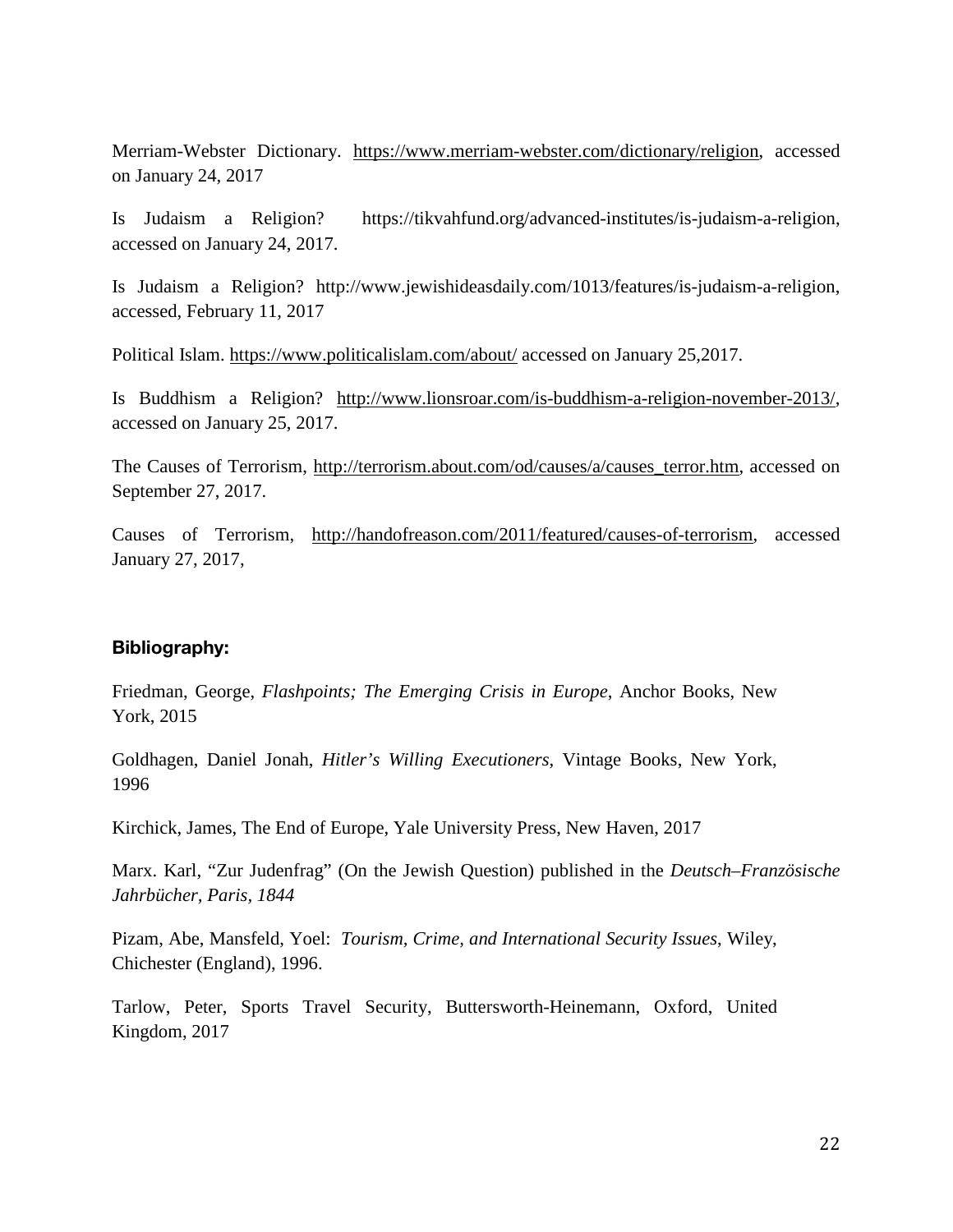Merriam-Webster Dictionary. https://www.merriam-webster.com/dictionary/religion, accessed on January 24, 2017

Is Judaism a Religion? https://tikvahfund.org/advanced-institutes/is-judaism-a-religion, accessed on January 24, 2017.

Is Judaism a Religion? http://www.jewishideasdaily.com/1013/features/is-judaism-a-religion, accessed, February 11, 2017

Political Islam. https://www.politicalislam.com/about/ accessed on January 25,2017.

Is Buddhism a Religion? http://www.lionsroar.com/is-buddhism-a-religion-november-2013/, accessed on January 25, 2017.

The Causes of Terrorism, http://terrorism.about.com/od/causes/a/causes_terror.htm, accessed on September 27, 2017.

Causes of Terrorism, http://handofreason.com/2011/featured/causes-of-terrorism, accessed January 27, 2017,

### Bibliography:

Friedman, George, *Flashpoints; The Emerging Crisis in Europe*, Anchor Books, New York, 2015

Goldhagen, Daniel Jonah, *Hitler's Willing Executioners*, Vintage Books, New York, 1996

Kirchick, James, The End of Europe, Yale University Press, New Haven, 2017

Marx. Karl, "Zur Judenfrag" (On the Jewish Question) published in the *Deutsch–Französische Jahrbücher, Paris, 1844*

Pizam, Abe, Mansfeld, Yoel: *Tourism, Crime, and International Security Issues*, Wiley, Chichester (England), 1996.

Tarlow, Peter, Sports Travel Security, Buttersworth-Heinemann, Oxford, United Kingdom, 2017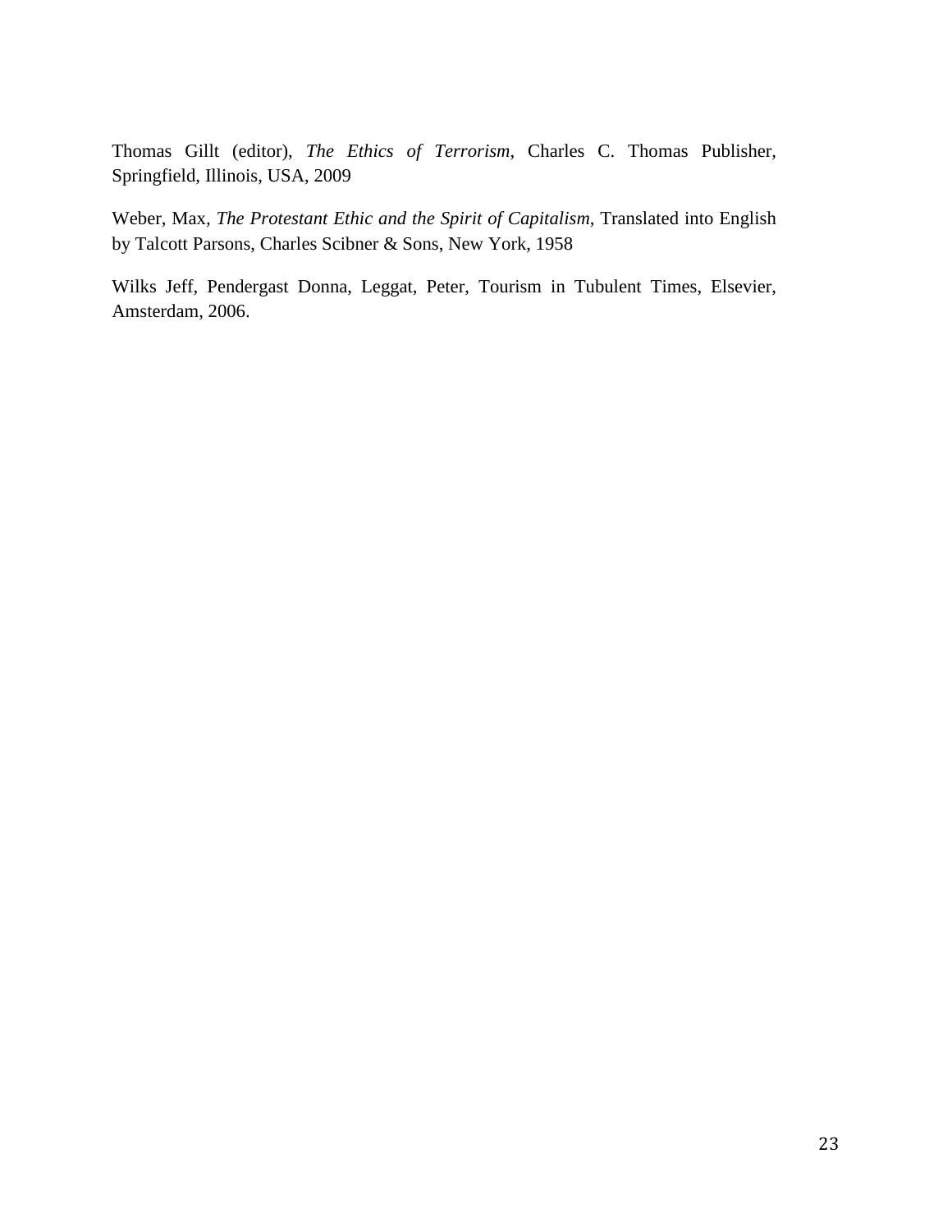Thomas Gillt (editor), *The Ethics of Terrorism*, Charles C. Thomas Publisher, Springfield, Illinois, USA, 2009

Weber, Max, *The Protestant Ethic and the Spirit of Capitalism*, Translated into English by Talcott Parsons, Charles Scibner & Sons, New York, 1958

Wilks Jeff, Pendergast Donna, Leggat, Peter, Tourism in Tubulent Times, Elsevier, Amsterdam, 2006.